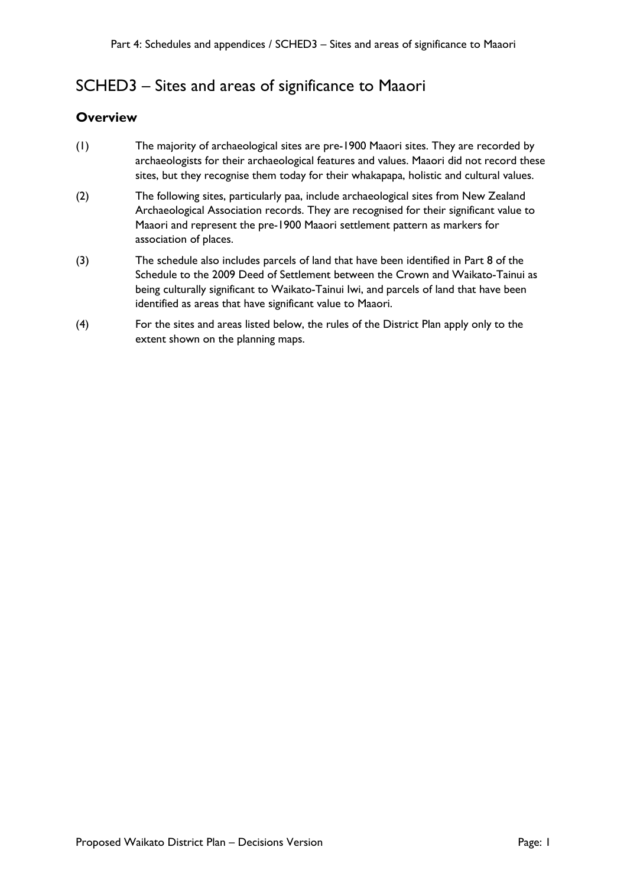# SCHED3 – Sites and areas of significance to Maaori

## Overview

(1) The majority of archaeological sites are pre-1900 Maaori sites. They are recorded by archaeologists for their archaeological features and values. Maaori did not record these sites, but they recognise them today for their whakapapa, holistic and cultural values.

(2) The following sites, particularly paa, include archaeological sites from New Zealand Archaeological Association records. They are recognised for their significant value to Maaori and represent the pre-1900 Maaori settlement pattern as markers for association of places.

(3) The schedule also includes parcels of land that have been identified in Part 8 of the Schedule to the 2009 Deed of Settlement between the Crown and Waikato-Tainui as being culturally significant to Waikato-Tainui Iwi, and parcels of land that have been identified as areas that have significant value to Maaori.

(4) For the sites and areas listed below, the rules of the District Plan apply only to the extent shown on the planning maps.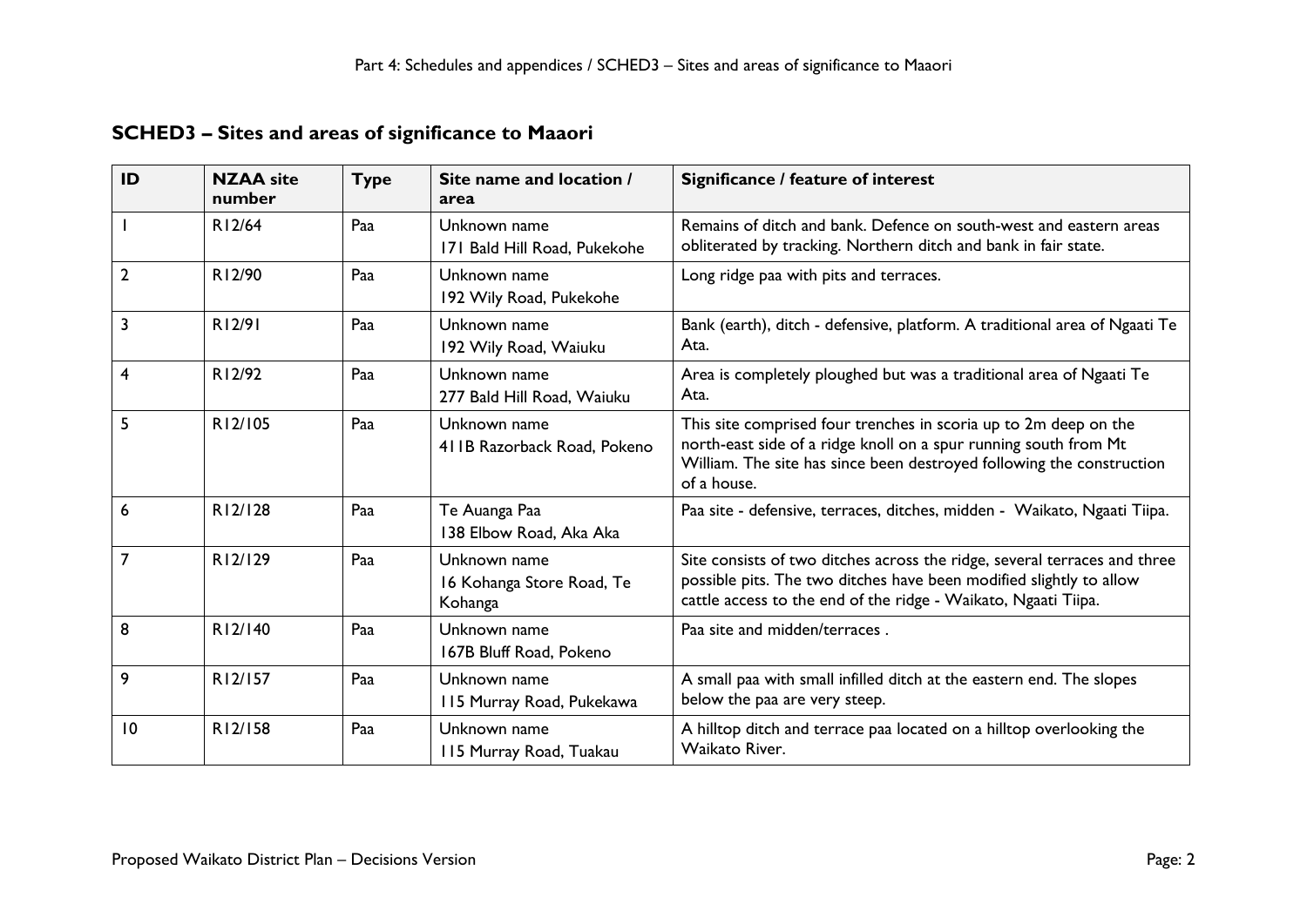## SCHED3 – Sites and areas of significance to Maaori

| ID | NZAA site number | Type | Site name and location / area | Significance / feature of interest |
|---|---|---|---|---|
| 1 | R12/64 | Paa | Unknown name<br>171 Bald Hill Road, Pukekohe | Remains of ditch and bank. Defence on south-west and eastern areas obliterated by tracking. Northern ditch and bank in fair state. |
| 2 | R12/90 | Paa | Unknown name<br>192 Wily Road, Pukekohe | Long ridge paa with pits and terraces. |
| 3 | R12/91 | Paa | Unknown name<br>192 Wily Road, Waiuku | Bank (earth), ditch - defensive, platform. A traditional area of Ngaati Te Ata. |
| 4 | R12/92 | Paa | Unknown name<br>277 Bald Hill Road, Waiuku | Area is completely ploughed but was a traditional area of Ngaati Te Ata. |
| 5 | R12/105 | Paa | Unknown name<br>411B Razorback Road, Pokeno | This site comprised four trenches in scoria up to 2m deep on the north-east side of a ridge knoll on a spur running south from Mt William. The site has since been destroyed following the construction of a house. |
| 6 | R12/128 | Paa | Te Auanga Paa<br>138 Elbow Road, Aka Aka | Paa site - defensive, terraces, ditches, midden - Waikato, Ngaati Tiipa. |
| 7 | R12/129 | Paa | Unknown name<br>16 Kohanga Store Road, Te Kohanga | Site consists of two ditches across the ridge, several terraces and three possible pits. The two ditches have been modified slightly to allow cattle access to the end of the ridge - Waikato, Ngaati Tiipa. |
| 8 | R12/140 | Paa | Unknown name<br>167B Bluff Road, Pokeno | Paa site and midden/terraces . |
| 9 | R12/157 | Paa | Unknown name<br>115 Murray Road, Pukekawa | A small paa with small infilled ditch at the eastern end. The slopes below the paa are very steep. |
| 10 | R12/158 | Paa | Unknown name<br>115 Murray Road, Tuakau | A hilltop ditch and terrace paa located on a hilltop overlooking the Waikato River. |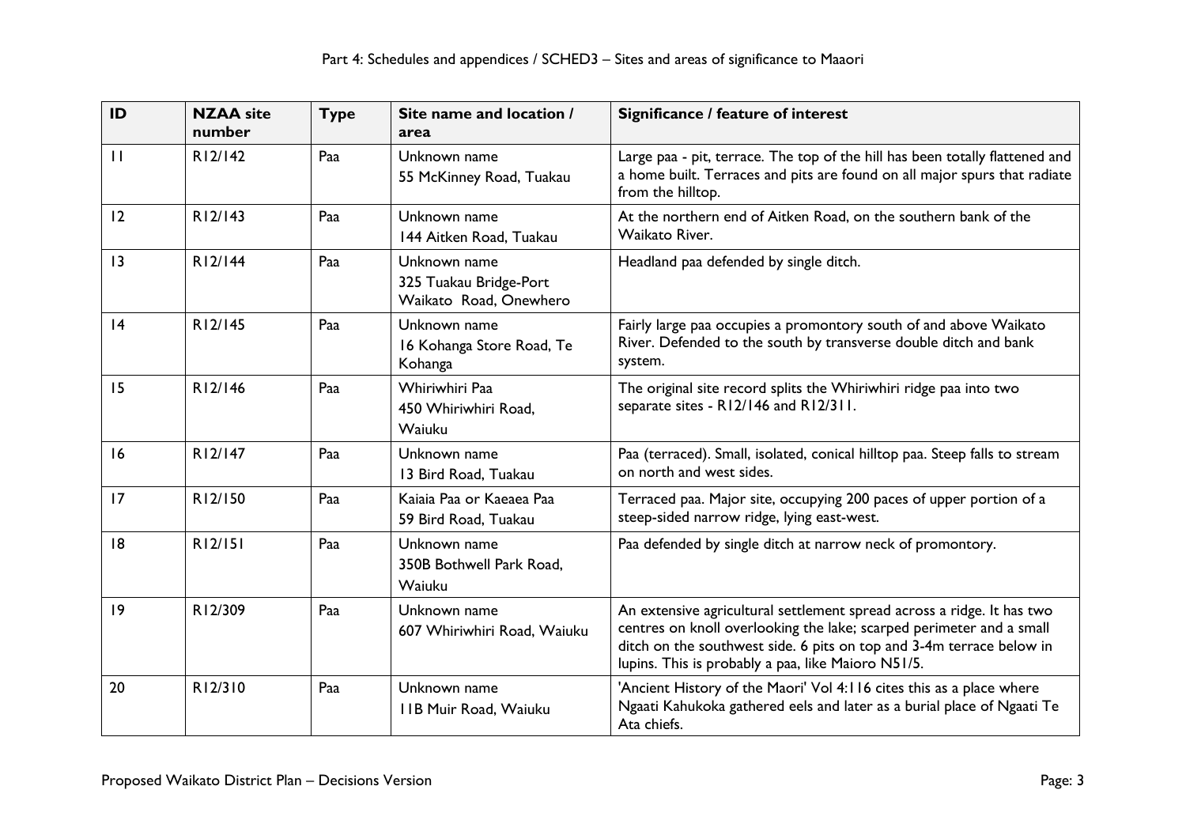| ID | NZAA site number | Type | Site name and location / area | Significance / feature of interest |
|---|---|---|---|---|
| 11 | R12/142 | Paa | Unknown name<br>55 McKinney Road, Tuakau | Large paa - pit, terrace. The top of the hill has been totally flattened and a home built. Terraces and pits are found on all major spurs that radiate from the hilltop. |
| 12 | R12/143 | Paa | Unknown name<br>144 Aitken Road, Tuakau | At the northern end of Aitken Road, on the southern bank of the Waikato River. |
| 13 | R12/144 | Paa | Unknown name<br>325 Tuakau Bridge-Port Waikato Road, Onewhero | Headland paa defended by single ditch. |
| 14 | R12/145 | Paa | Unknown name<br>16 Kohanga Store Road, Te Kohanga | Fairly large paa occupies a promontory south of and above Waikato River. Defended to the south by transverse double ditch and bank system. |
| 15 | R12/146 | Paa | Whiriwhiri Paa<br>450 Whiriwhiri Road, Waiuku | The original site record splits the Whiriwhiri ridge paa into two separate sites - R12/146 and R12/311. |
| 16 | R12/147 | Paa | Unknown name<br>13 Bird Road, Tuakau | Paa (terraced). Small, isolated, conical hilltop paa. Steep falls to stream on north and west sides. |
| 17 | R12/150 | Paa | Kaiaia Paa or Kaeaea Paa<br>59 Bird Road, Tuakau | Terraced paa. Major site, occupying 200 paces of upper portion of a steep-sided narrow ridge, lying east-west. |
| 18 | R12/151 | Paa | Unknown name<br>350B Bothwell Park Road, Waiuku | Paa defended by single ditch at narrow neck of promontory. |
| 19 | R12/309 | Paa | Unknown name<br>607 Whiriwhiri Road, Waiuku | An extensive agricultural settlement spread across a ridge. It has two centres on knoll overlooking the lake; scarped perimeter and a small ditch on the southwest side. 6 pits on top and 3-4m terrace below in lupins. This is probably a paa, like Maioro N51/5. |
| 20 | R12/310 | Paa | Unknown name<br>11B Muir Road, Waiuku | 'Ancient History of the Maori' Vol 4:116 cites this as a place where Ngaati Kahukoka gathered eels and later as a burial place of Ngaati Te Ata chiefs. |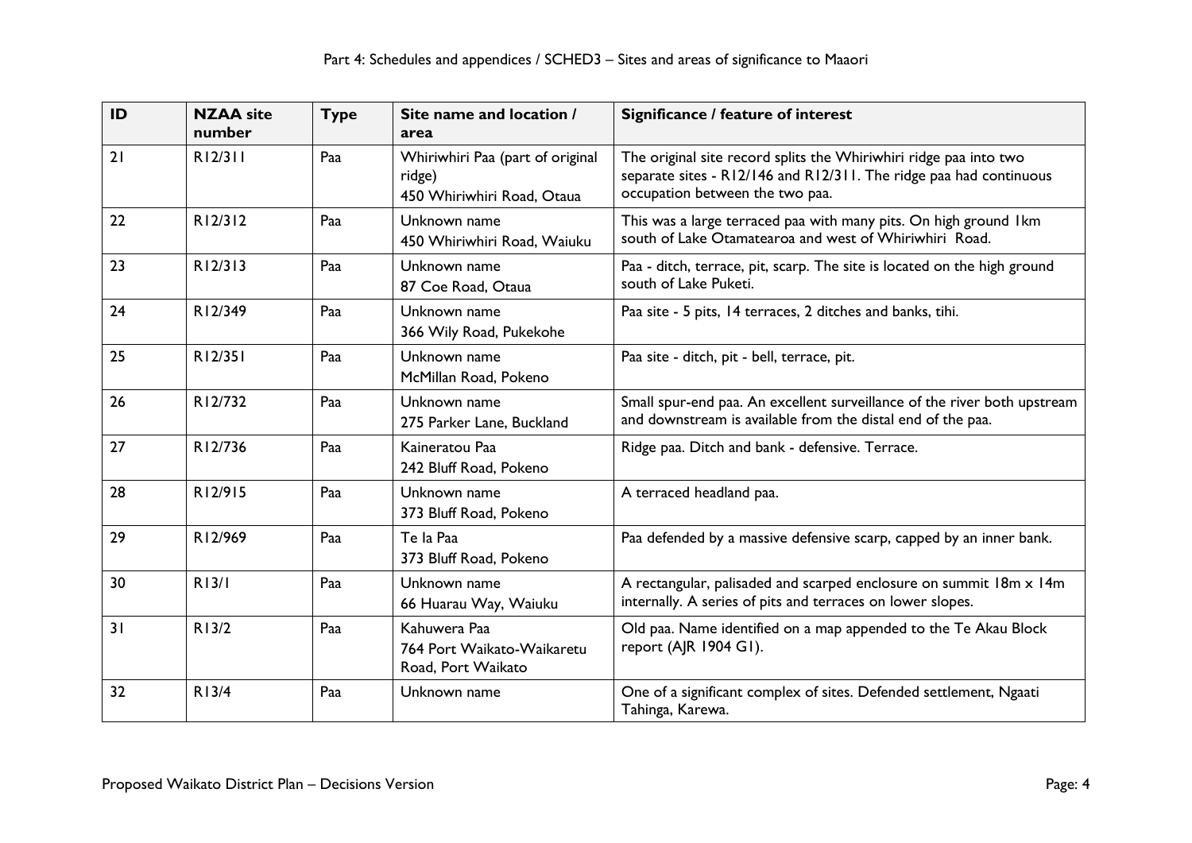| ID | NZAA site number | Type | Site name and location / area | Significance / feature of interest |
|---|---|---|---|---|
| 21 | R12/311 | Paa | Whiriwhiri Paa (part of original ridge)<br>450 Whiriwhiri Road, Otaua | The original site record splits the Whiriwhiri ridge paa into two separate sites - R12/146 and R12/311. The ridge paa had continuous occupation between the two paa. |
| 22 | R12/312 | Paa | Unknown name<br>450 Whiriwhiri Road, Waiuku | This was a large terraced paa with many pits. On high ground 1km south of Lake Otamatearoa and west of Whiriwhiri Road. |
| 23 | R12/313 | Paa | Unknown name<br>87 Coe Road, Otaua | Paa - ditch, terrace, pit, scarp. The site is located on the high ground south of Lake Puketi. |
| 24 | R12/349 | Paa | Unknown name<br>366 Wily Road, Pukekohe | Paa site - 5 pits, 14 terraces, 2 ditches and banks, tihi. |
| 25 | R12/351 | Paa | Unknown name<br>McMillan Road, Pokeno | Paa site - ditch, pit - bell, terrace, pit. |
| 26 | R12/732 | Paa | Unknown name<br>275 Parker Lane, Buckland | Small spur-end paa. An excellent surveillance of the river both upstream and downstream is available from the distal end of the paa. |
| 27 | R12/736 | Paa | Kaineratou Paa<br>242 Bluff Road, Pokeno | Ridge paa. Ditch and bank - defensive. Terrace. |
| 28 | R12/915 | Paa | Unknown name<br>373 Bluff Road, Pokeno | A terraced headland paa. |
| 29 | R12/969 | Paa | Te Ia Paa<br>373 Bluff Road, Pokeno | Paa defended by a massive defensive scarp, capped by an inner bank. |
| 30 | R13/1 | Paa | Unknown name<br>66 Huarau Way, Waiuku | A rectangular, palisaded and scarped enclosure on summit 18m x 14m internally. A series of pits and terraces on lower slopes. |
| 31 | R13/2 | Paa | Kahuwera Paa<br>764 Port Waikato-Waikaretu Road, Port Waikato | Old paa. Name identified on a map appended to the Te Akau Block report (AJR 1904 G1). |
| 32 | R13/4 | Paa | Unknown name | One of a significant complex of sites. Defended settlement, Ngaati Tahinga, Karewa. |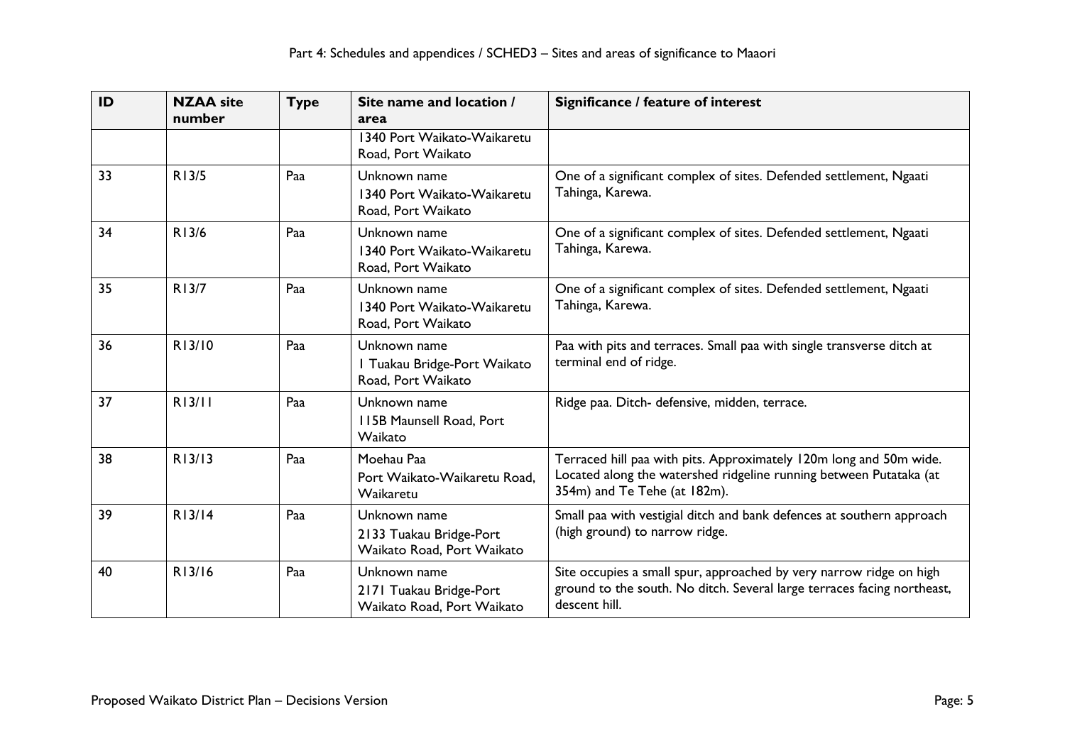| ID | NZAA site number | Type | Site name and location / area | Significance / feature of interest |
|---|---|---|---|---|
| | | | 1340 Port Waikato-Waikaretu Road, Port Waikato | |
| 33 | R13/5 | Paa | Unknown name<br>1340 Port Waikato-Waikaretu Road, Port Waikato | One of a significant complex of sites. Defended settlement, Ngaati Tahinga, Karewa. |
| 34 | R13/6 | Paa | Unknown name<br>1340 Port Waikato-Waikaretu Road, Port Waikato | One of a significant complex of sites. Defended settlement, Ngaati Tahinga, Karewa. |
| 35 | R13/7 | Paa | Unknown name<br>1340 Port Waikato-Waikaretu Road, Port Waikato | One of a significant complex of sites. Defended settlement, Ngaati Tahinga, Karewa. |
| 36 | R13/10 | Paa | Unknown name<br>1 Tuakau Bridge-Port Waikato Road, Port Waikato | Paa with pits and terraces. Small paa with single transverse ditch at terminal end of ridge. |
| 37 | R13/11 | Paa | Unknown name<br>115B Maunsell Road, Port Waikato | Ridge paa. Ditch- defensive, midden, terrace. |
| 38 | R13/13 | Paa | Moehau Paa<br>Port Waikato-Waikaretu Road, Waikaretu | Terraced hill paa with pits. Approximately 120m long and 50m wide. Located along the watershed ridgeline running between Putataka (at 354m) and Te Tehe (at 182m). |
| 39 | R13/14 | Paa | Unknown name<br>2133 Tuakau Bridge-Port Waikato Road, Port Waikato | Small paa with vestigial ditch and bank defences at southern approach (high ground) to narrow ridge. |
| 40 | R13/16 | Paa | Unknown name<br>2171 Tuakau Bridge-Port Waikato Road, Port Waikato | Site occupies a small spur, approached by very narrow ridge on high ground to the south. No ditch. Several large terraces facing northeast, descent hill. |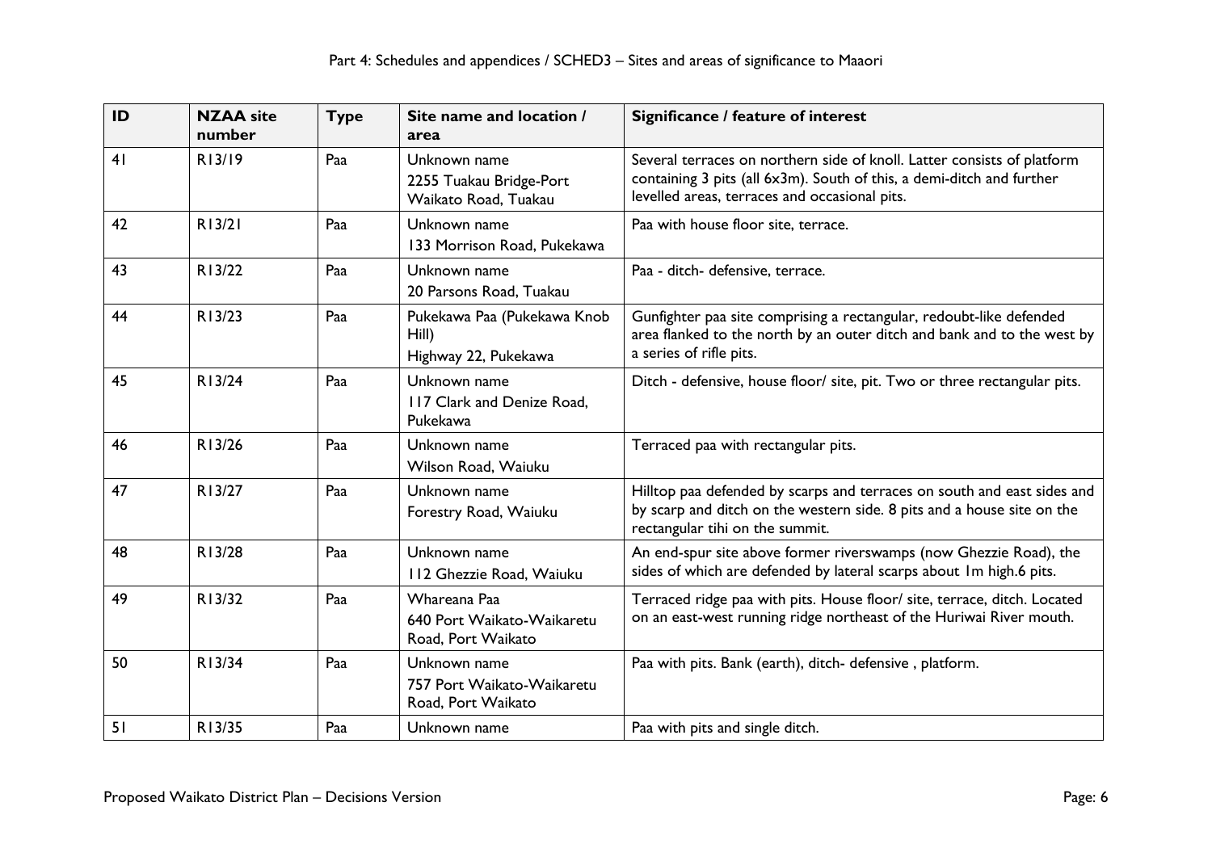| ID | NZAA site number | Type | Site name and location / area | Significance / feature of interest |
|---|---|---|---|---|
| 41 | R13/19 | Paa | Unknown name<br>2255 Tuakau Bridge-Port Waikato Road, Tuakau | Several terraces on northern side of knoll. Latter consists of platform containing 3 pits (all 6x3m). South of this, a demi-ditch and further levelled areas, terraces and occasional pits. |
| 42 | R13/21 | Paa | Unknown name<br>133 Morrison Road, Pukekawa | Paa with house floor site, terrace. |
| 43 | R13/22 | Paa | Unknown name<br>20 Parsons Road, Tuakau | Paa - ditch- defensive, terrace. |
| 44 | R13/23 | Paa | Pukekawa Paa (Pukekawa Knob Hill)<br>Highway 22, Pukekawa | Gunfighter paa site comprising a rectangular, redoubt-like defended area flanked to the north by an outer ditch and bank and to the west by a series of rifle pits. |
| 45 | R13/24 | Paa | Unknown name<br>117 Clark and Denize Road, Pukekawa | Ditch - defensive, house floor/ site, pit. Two or three rectangular pits. |
| 46 | R13/26 | Paa | Unknown name<br>Wilson Road, Waiuku | Terraced paa with rectangular pits. |
| 47 | R13/27 | Paa | Unknown name<br>Forestry Road, Waiuku | Hilltop paa defended by scarps and terraces on south and east sides and by scarp and ditch on the western side. 8 pits and a house site on the rectangular tihi on the summit. |
| 48 | R13/28 | Paa | Unknown name<br>112 Ghezzie Road, Waiuku | An end-spur site above former riverswamps (now Ghezzie Road), the sides of which are defended by lateral scarps about 1m high.6 pits. |
| 49 | R13/32 | Paa | Whareana Paa<br>640 Port Waikato-Waikaretu Road, Port Waikato | Terraced ridge paa with pits. House floor/ site, terrace, ditch. Located on an east-west running ridge northeast of the Huriwai River mouth. |
| 50 | R13/34 | Paa | Unknown name<br>757 Port Waikato-Waikaretu Road, Port Waikato | Paa with pits. Bank (earth), ditch- defensive , platform. |
| 51 | R13/35 | Paa | Unknown name | Paa with pits and single ditch. |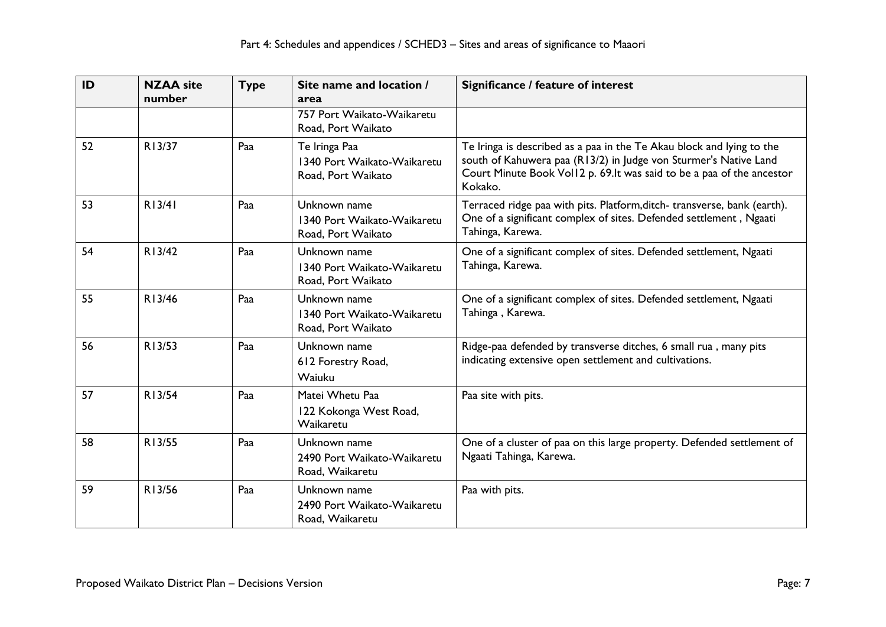| ID | NZAA site number | Type | Site name and location / area | Significance / feature of interest |
|---|---|---|---|---|
| | | | 757 Port Waikato-Waikaretu Road, Port Waikato | |
| 52 | R13/37 | Paa | Te Iringa Paa<br>1340 Port Waikato-Waikaretu Road, Port Waikato | Te Iringa is described as a paa in the Te Akau block and lying to the south of Kahuwera paa (R13/2) in Judge von Sturmer's Native Land Court Minute Book Vol12 p. 69.It was said to be a paa of the ancestor Kokako. |
| 53 | R13/41 | Paa | Unknown name<br>1340 Port Waikato-Waikaretu Road, Port Waikato | Terraced ridge paa with pits. Platform,ditch- transverse, bank (earth). One of a significant complex of sites. Defended settlement , Ngaati Tahinga, Karewa. |
| 54 | R13/42 | Paa | Unknown name<br>1340 Port Waikato-Waikaretu Road, Port Waikato | One of a significant complex of sites. Defended settlement, Ngaati Tahinga, Karewa. |
| 55 | R13/46 | Paa | Unknown name<br>1340 Port Waikato-Waikaretu Road, Port Waikato | One of a significant complex of sites. Defended settlement, Ngaati Tahinga , Karewa. |
| 56 | R13/53 | Paa | Unknown name<br>612 Forestry Road,<br>Waiuku | Ridge-paa defended by transverse ditches, 6 small rua , many pits indicating extensive open settlement and cultivations. |
| 57 | R13/54 | Paa | Matei Whetu Paa<br>122 Kokonga West Road, Waikaretu | Paa site with pits. |
| 58 | R13/55 | Paa | Unknown name<br>2490 Port Waikato-Waikaretu Road, Waikaretu | One of a cluster of paa on this large property. Defended settlement of Ngaati Tahinga, Karewa. |
| 59 | R13/56 | Paa | Unknown name<br>2490 Port Waikato-Waikaretu Road, Waikaretu | Paa with pits. |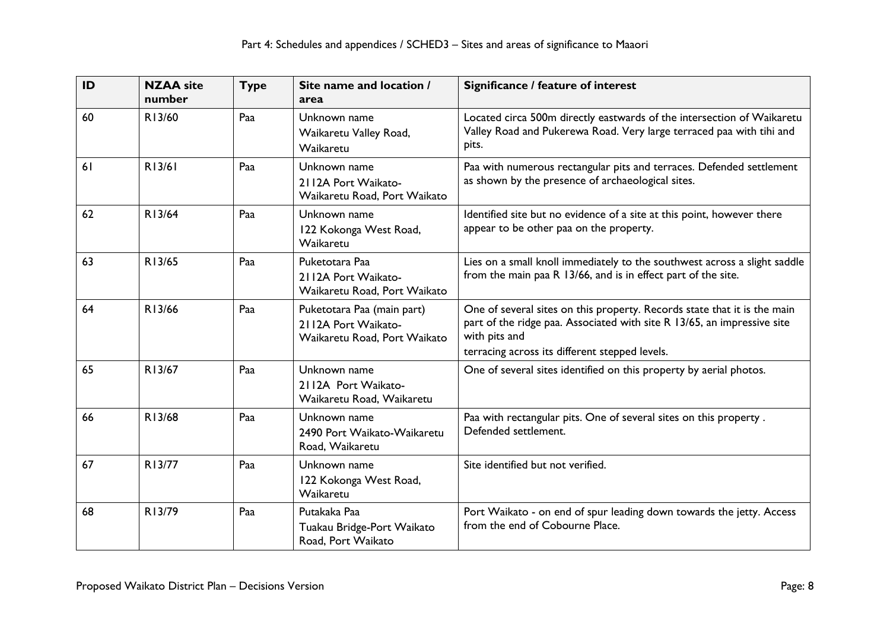| ID | NZAA site number | Type | Site name and location / area | Significance / feature of interest |
|---|---|---|---|---|
| 60 | R13/60 | Paa | Unknown name<br>Waikaretu Valley Road, Waikaretu | Located circa 500m directly eastwards of the intersection of Waikaretu Valley Road and Pukerewa Road. Very large terraced paa with tihi and pits. |
| 61 | R13/61 | Paa | Unknown name<br>2112A Port Waikato-Waikaretu Road, Port Waikato | Paa with numerous rectangular pits and terraces. Defended settlement as shown by the presence of archaeological sites. |
| 62 | R13/64 | Paa | Unknown name<br>122 Kokonga West Road, Waikaretu | Identified site but no evidence of a site at this point, however there appear to be other paa on the property. |
| 63 | R13/65 | Paa | Puketotara Paa<br>2112A Port Waikato-Waikaretu Road, Port Waikato | Lies on a small knoll immediately to the southwest across a slight saddle from the main paa R 13/66, and is in effect part of the site. |
| 64 | R13/66 | Paa | Puketotara Paa (main part)<br>2112A Port Waikato-Waikaretu Road, Port Waikato | One of several sites on this property. Records state that it is the main part of the ridge paa. Associated with site R 13/65, an impressive site with pits and terracing across its different stepped levels. |
| 65 | R13/67 | Paa | Unknown name<br>2112A Port Waikato-Waikaretu Road, Waikaretu | One of several sites identified on this property by aerial photos. |
| 66 | R13/68 | Paa | Unknown name<br>2490 Port Waikato-Waikaretu Road, Waikaretu | Paa with rectangular pits. One of several sites on this property . Defended settlement. |
| 67 | R13/77 | Paa | Unknown name<br>122 Kokonga West Road, Waikaretu | Site identified but not verified. |
| 68 | R13/79 | Paa | Putakaka Paa<br>Tuakau Bridge-Port Waikato Road, Port Waikato | Port Waikato - on end of spur leading down towards the jetty. Access from the end of Cobourne Place. |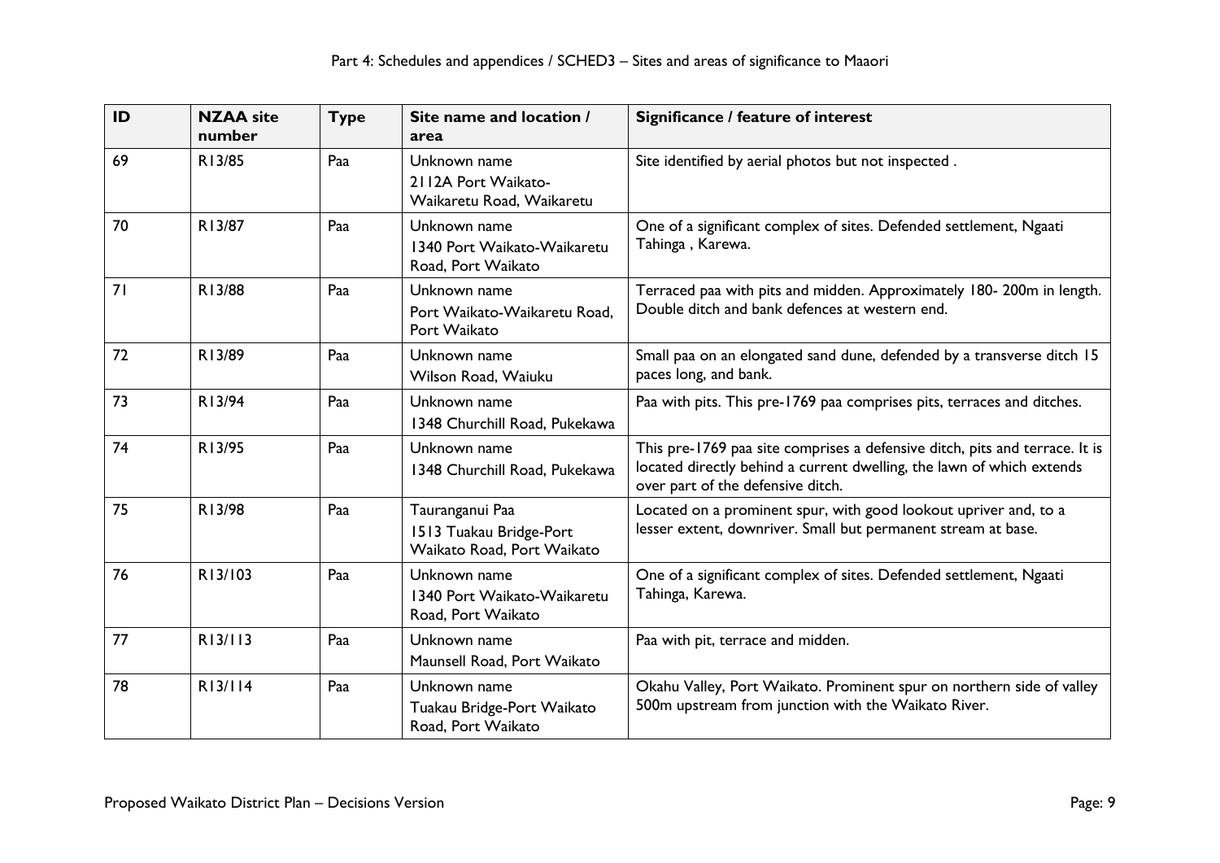| ID | NZAA site number | Type | Site name and location / area | Significance / feature of interest |
|---|---|---|---|---|
| 69 | R13/85 | Paa | Unknown name<br>2112A Port Waikato-Waikaretu Road, Waikaretu | Site identified by aerial photos but not inspected . |
| 70 | R13/87 | Paa | Unknown name<br>1340 Port Waikato-Waikaretu Road, Port Waikato | One of a significant complex of sites. Defended settlement, Ngaati Tahinga , Karewa. |
| 71 | R13/88 | Paa | Unknown name<br>Port Waikato-Waikaretu Road, Port Waikato | Terraced paa with pits and midden. Approximately 180- 200m in length. Double ditch and bank defences at western end. |
| 72 | R13/89 | Paa | Unknown name<br>Wilson Road, Waiuku | Small paa on an elongated sand dune, defended by a transverse ditch 15 paces long, and bank. |
| 73 | R13/94 | Paa | Unknown name<br>1348 Churchill Road, Pukekawa | Paa with pits. This pre-1769 paa comprises pits, terraces and ditches. |
| 74 | R13/95 | Paa | Unknown name<br>1348 Churchill Road, Pukekawa | This pre-1769 paa site comprises a defensive ditch, pits and terrace. It is located directly behind a current dwelling, the lawn of which extends over part of the defensive ditch. |
| 75 | R13/98 | Paa | Tauranganui Paa<br>1513 Tuakau Bridge-Port Waikato Road, Port Waikato | Located on a prominent spur, with good lookout upriver and, to a lesser extent, downriver. Small but permanent stream at base. |
| 76 | R13/103 | Paa | Unknown name<br>1340 Port Waikato-Waikaretu Road, Port Waikato | One of a significant complex of sites. Defended settlement, Ngaati Tahinga, Karewa. |
| 77 | R13/113 | Paa | Unknown name<br>Maunsell Road, Port Waikato | Paa with pit, terrace and midden. |
| 78 | R13/114 | Paa | Unknown name<br>Tuakau Bridge-Port Waikato Road, Port Waikato | Okahu Valley, Port Waikato. Prominent spur on northern side of valley 500m upstream from junction with the Waikato River. |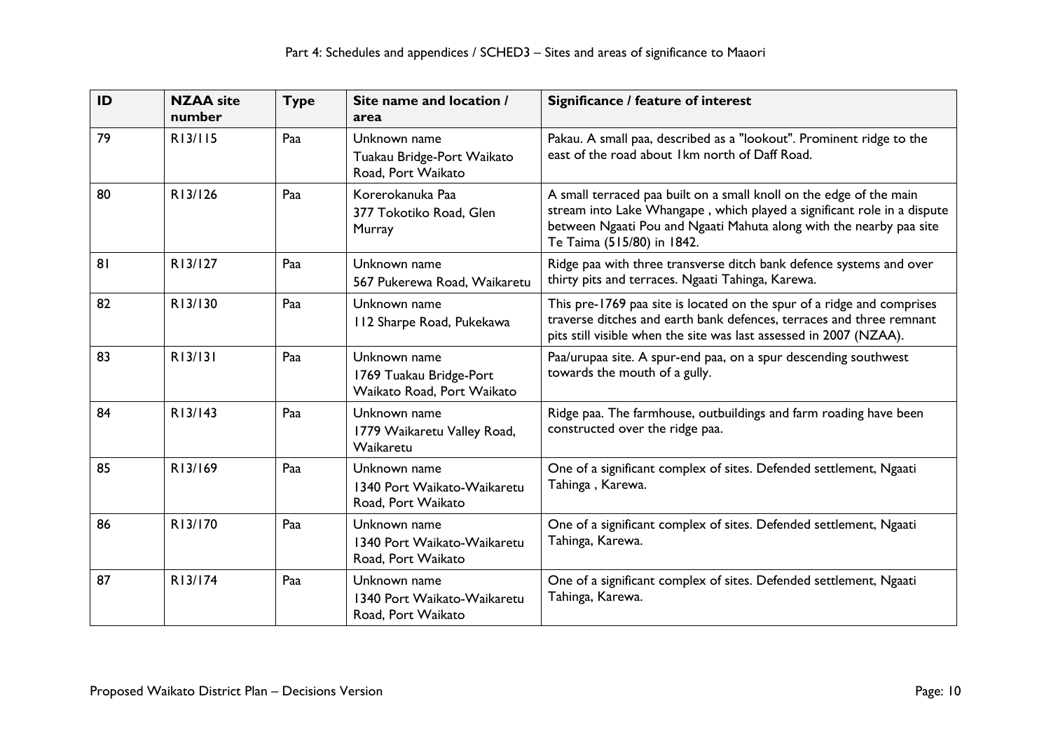| ID | NZAA site number | Type | Site name and location / area | Significance / feature of interest |
|---|---|---|---|---|
| 79 | R13/115 | Paa | Unknown name<br>Tuakau Bridge-Port Waikato Road, Port Waikato | Pakau. A small paa, described as a "lookout". Prominent ridge to the east of the road about 1km north of Daff Road. |
| 80 | R13/126 | Paa | Korerokanuka Paa<br>377 Tokotiko Road, Glen Murray | A small terraced paa built on a small knoll on the edge of the main stream into Lake Whangape , which played a significant role in a dispute between Ngaati Pou and Ngaati Mahuta along with the nearby paa site Te Taima (515/80) in 1842. |
| 81 | R13/127 | Paa | Unknown name<br>567 Pukerewa Road, Waikaretu | Ridge paa with three transverse ditch bank defence systems and over thirty pits and terraces. Ngaati Tahinga, Karewa. |
| 82 | R13/130 | Paa | Unknown name<br>112 Sharpe Road, Pukekawa | This pre-1769 paa site is located on the spur of a ridge and comprises traverse ditches and earth bank defences, terraces and three remnant pits still visible when the site was last assessed in 2007 (NZAA). |
| 83 | R13/131 | Paa | Unknown name<br>1769 Tuakau Bridge-Port Waikato Road, Port Waikato | Paa/urupaa site. A spur-end paa, on a spur descending southwest towards the mouth of a gully. |
| 84 | R13/143 | Paa | Unknown name<br>1779 Waikaretu Valley Road, Waikaretu | Ridge paa. The farmhouse, outbuildings and farm roading have been constructed over the ridge paa. |
| 85 | R13/169 | Paa | Unknown name<br>1340 Port Waikato-Waikaretu Road, Port Waikato | One of a significant complex of sites. Defended settlement, Ngaati Tahinga , Karewa. |
| 86 | R13/170 | Paa | Unknown name<br>1340 Port Waikato-Waikaretu Road, Port Waikato | One of a significant complex of sites. Defended settlement, Ngaati Tahinga, Karewa. |
| 87 | R13/174 | Paa | Unknown name<br>1340 Port Waikato-Waikaretu Road, Port Waikato | One of a significant complex of sites. Defended settlement, Ngaati Tahinga, Karewa. |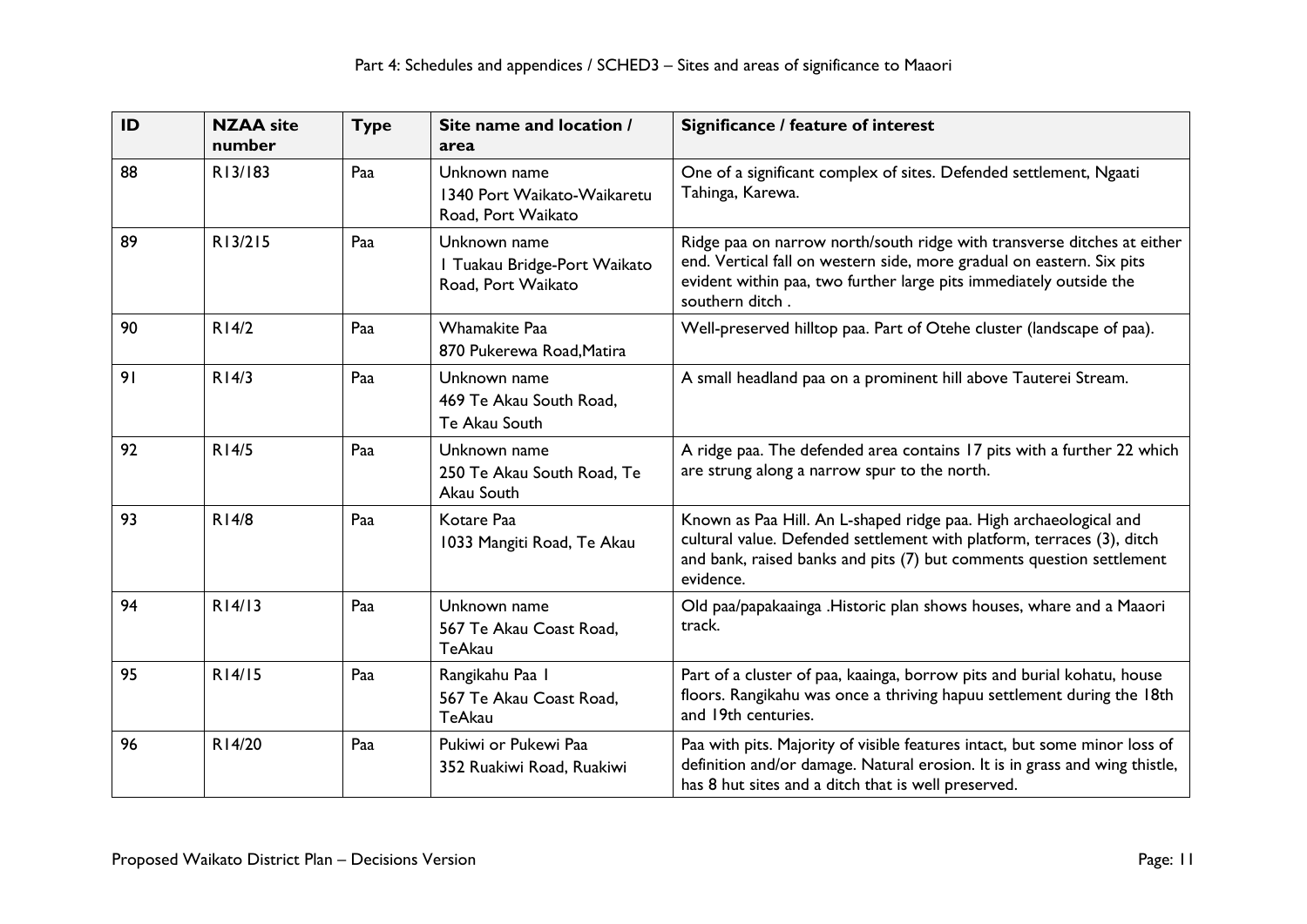| ID | NZAA site number | Type | Site name and location / area | Significance / feature of interest |
|---|---|---|---|---|
| 88 | R13/183 | Paa | Unknown name<br>1340 Port Waikato-Waikaretu Road, Port Waikato | One of a significant complex of sites. Defended settlement, Ngaati Tahinga, Karewa. |
| 89 | R13/215 | Paa | Unknown name<br>1 Tuakau Bridge-Port Waikato Road, Port Waikato | Ridge paa on narrow north/south ridge with transverse ditches at either end. Vertical fall on western side, more gradual on eastern. Six pits evident within paa, two further large pits immediately outside the southern ditch . |
| 90 | R14/2 | Paa | Whamakite Paa<br>870 Pukerewa Road,Matira | Well-preserved hilltop paa. Part of Otehe cluster (landscape of paa). |
| 91 | R14/3 | Paa | Unknown name<br>469 Te Akau South Road, Te Akau South | A small headland paa on a prominent hill above Tauterei Stream. |
| 92 | R14/5 | Paa | Unknown name<br>250 Te Akau South Road, Te Akau South | A ridge paa. The defended area contains 17 pits with a further 22 which are strung along a narrow spur to the north. |
| 93 | R14/8 | Paa | Kotare Paa<br>1033 Mangiti Road, Te Akau | Known as Paa Hill. An L-shaped ridge paa. High archaeological and cultural value. Defended settlement with platform, terraces (3), ditch and bank, raised banks and pits (7) but comments question settlement evidence. |
| 94 | R14/13 | Paa | Unknown name<br>567 Te Akau Coast Road, TeAkau | Old paa/papakaainga .Historic plan shows houses, whare and a Maaori track. |
| 95 | R14/15 | Paa | Rangikahu Paa 1<br>567 Te Akau Coast Road, TeAkau | Part of a cluster of paa, kaainga, borrow pits and burial kohatu, house floors. Rangikahu was once a thriving hapuu settlement during the 18th and 19th centuries. |
| 96 | R14/20 | Paa | Pukiwi or Pukewi Paa<br>352 Ruakiwi Road, Ruakiwi | Paa with pits. Majority of visible features intact, but some minor loss of definition and/or damage. Natural erosion. It is in grass and wing thistle, has 8 hut sites and a ditch that is well preserved. |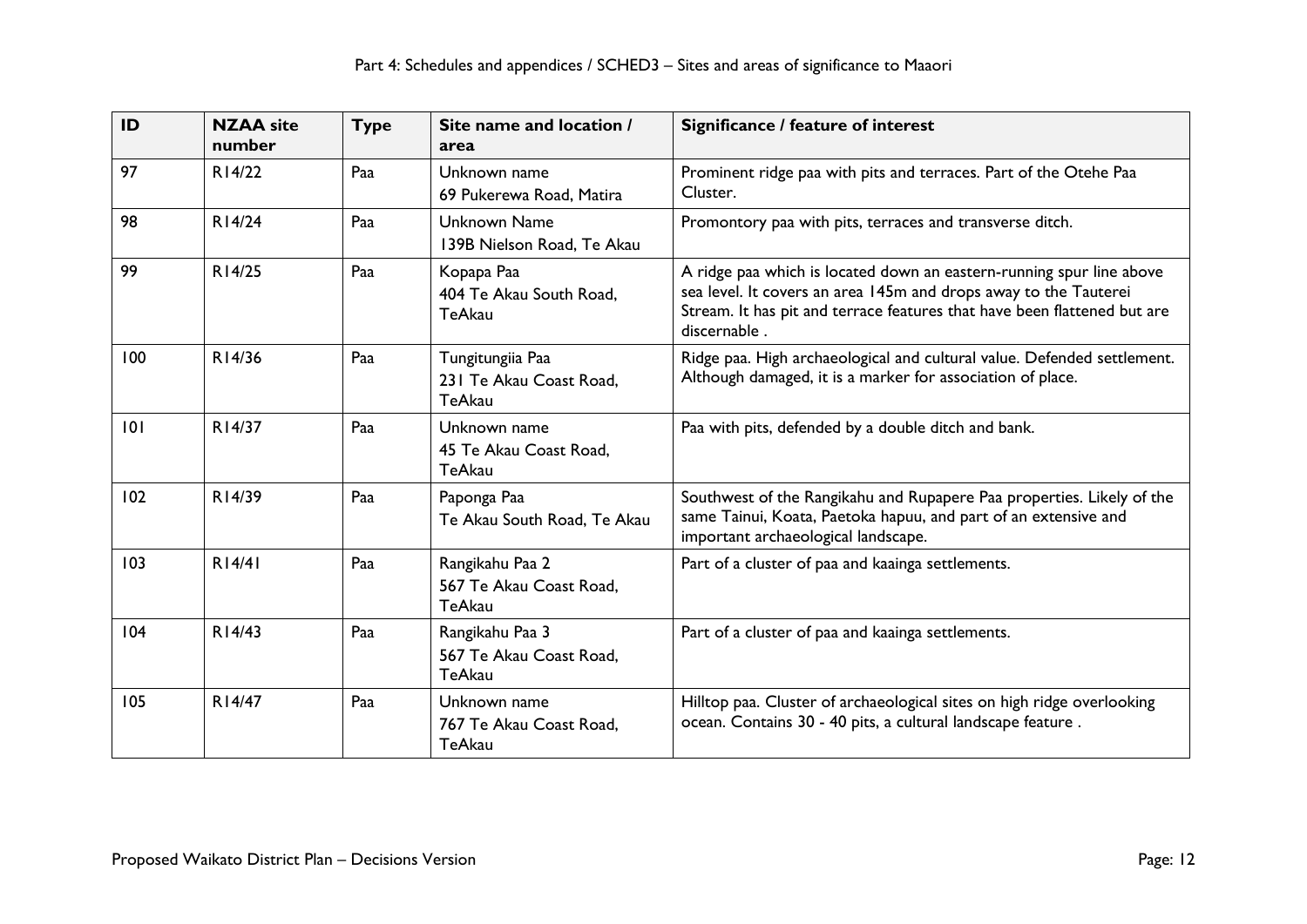| ID | NZAA site number | Type | Site name and location / area | Significance / feature of interest |
|---|---|---|---|---|
| 97 | R14/22 | Paa | Unknown name<br>69 Pukerewa Road, Matira | Prominent ridge paa with pits and terraces. Part of the Otehe Paa Cluster. |
| 98 | R14/24 | Paa | Unknown Name<br>139B Nielson Road, Te Akau | Promontory paa with pits, terraces and transverse ditch. |
| 99 | R14/25 | Paa | Kopapa Paa<br>404 Te Akau South Road, TeAkau | A ridge paa which is located down an eastern-running spur line above sea level. It covers an area 145m and drops away to the Tauterei Stream. It has pit and terrace features that have been flattened but are discernable . |
| 100 | R14/36 | Paa | Tungitungiia Paa<br>231 Te Akau Coast Road, TeAkau | Ridge paa. High archaeological and cultural value. Defended settlement. Although damaged, it is a marker for association of place. |
| 101 | R14/37 | Paa | Unknown name<br>45 Te Akau Coast Road, TeAkau | Paa with pits, defended by a double ditch and bank. |
| 102 | R14/39 | Paa | Paponga Paa<br>Te Akau South Road, Te Akau | Southwest of the Rangikahu and Rupapere Paa properties. Likely of the same Tainui, Koata, Paetoka hapuu, and part of an extensive and important archaeological landscape. |
| 103 | R14/41 | Paa | Rangikahu Paa 2<br>567 Te Akau Coast Road, TeAkau | Part of a cluster of paa and kaainga settlements. |
| 104 | R14/43 | Paa | Rangikahu Paa 3<br>567 Te Akau Coast Road, TeAkau | Part of a cluster of paa and kaainga settlements. |
| 105 | R14/47 | Paa | Unknown name<br>767 Te Akau Coast Road, TeAkau | Hilltop paa. Cluster of archaeological sites on high ridge overlooking ocean. Contains 30 - 40 pits, a cultural landscape feature . |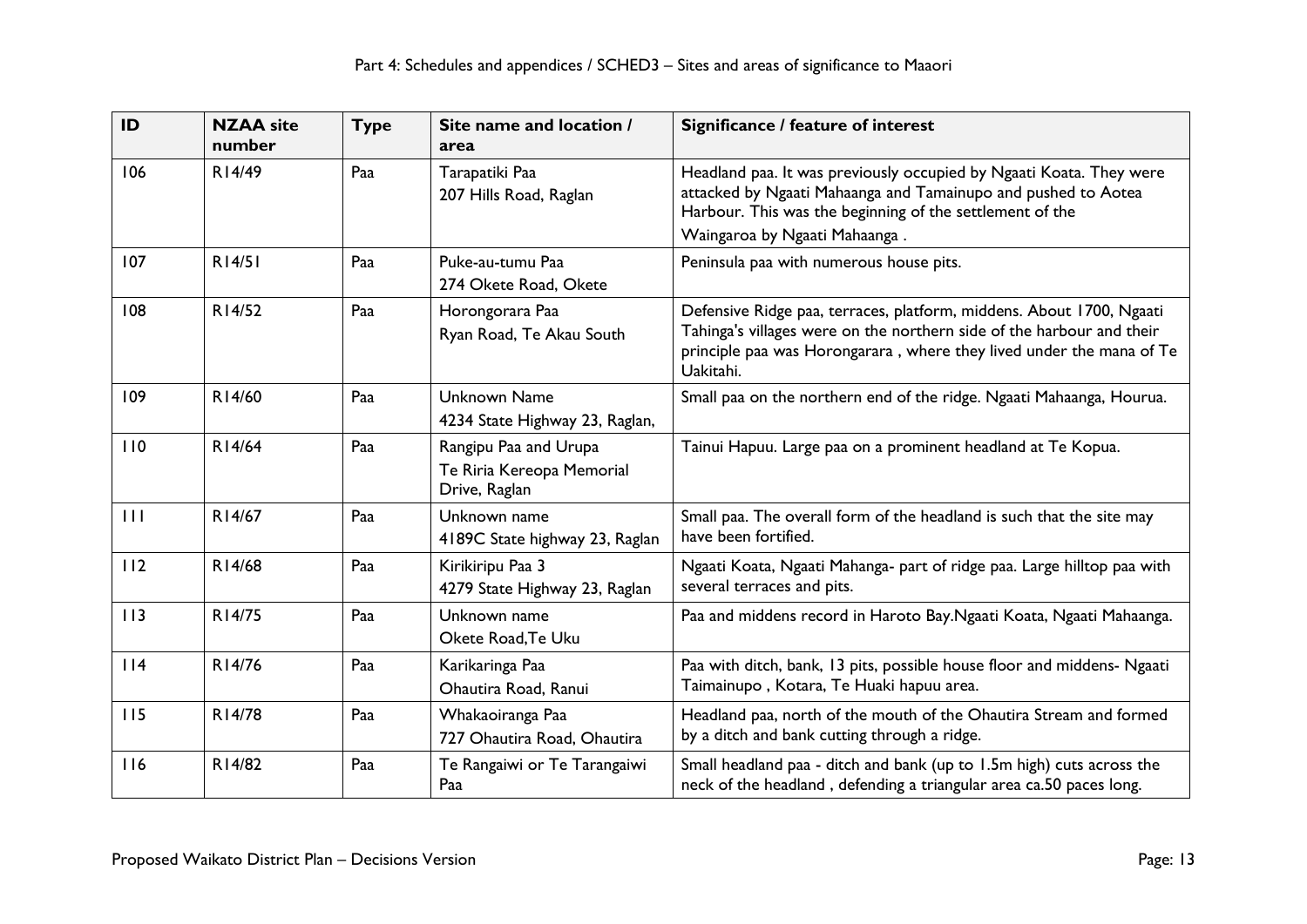| ID | NZAA site number | Type | Site name and location / area | Significance / feature of interest |
|---|---|---|---|---|
| 106 | R14/49 | Paa | Tarapatiki Paa<br>207 Hills Road, Raglan | Headland paa. It was previously occupied by Ngaati Koata. They were attacked by Ngaati Mahaanga and Tamainupo and pushed to Aotea Harbour. This was the beginning of the settlement of the Waingaroa by Ngaati Mahaanga . |
| 107 | R14/51 | Paa | Puke-au-tumu Paa<br>274 Okete Road, Okete | Peninsula paa with numerous house pits. |
| 108 | R14/52 | Paa | Horongorara Paa<br>Ryan Road, Te Akau South | Defensive Ridge paa, terraces, platform, middens. About 1700, Ngaati Tahinga's villages were on the northern side of the harbour and their principle paa was Horongarara , where they lived under the mana of Te Uakitahi. |
| 109 | R14/60 | Paa | Unknown Name<br>4234 State Highway 23, Raglan, | Small paa on the northern end of the ridge. Ngaati Mahaanga, Hourua. |
| 110 | R14/64 | Paa | Rangipu Paa and Urupa<br>Te Riria Kereopa Memorial Drive, Raglan | Tainui Hapuu. Large paa on a prominent headland at Te Kopua. |
| 111 | R14/67 | Paa | Unknown name<br>4189C State highway 23, Raglan | Small paa. The overall form of the headland is such that the site may have been fortified. |
| 112 | R14/68 | Paa | Kirikiripu Paa 3<br>4279 State Highway 23, Raglan | Ngaati Koata, Ngaati Mahanga- part of ridge paa. Large hilltop paa with several terraces and pits. |
| 113 | R14/75 | Paa | Unknown name<br>Okete Road,Te Uku | Paa and middens record in Haroto Bay.Ngaati Koata, Ngaati Mahaanga. |
| 114 | R14/76 | Paa | Karikaringa Paa<br>Ohautira Road, Ranui | Paa with ditch, bank, 13 pits, possible house floor and middens- Ngaati Taimainupo , Kotara, Te Huaki hapuu area. |
| 115 | R14/78 | Paa | Whakaoiranga Paa<br>727 Ohautira Road, Ohautira | Headland paa, north of the mouth of the Ohautira Stream and formed by a ditch and bank cutting through a ridge. |
| 116 | R14/82 | Paa | Te Rangaiwi or Te Tarangaiwi Paa | Small headland paa - ditch and bank (up to 1.5m high) cuts across the neck of the headland , defending a triangular area ca.50 paces long. |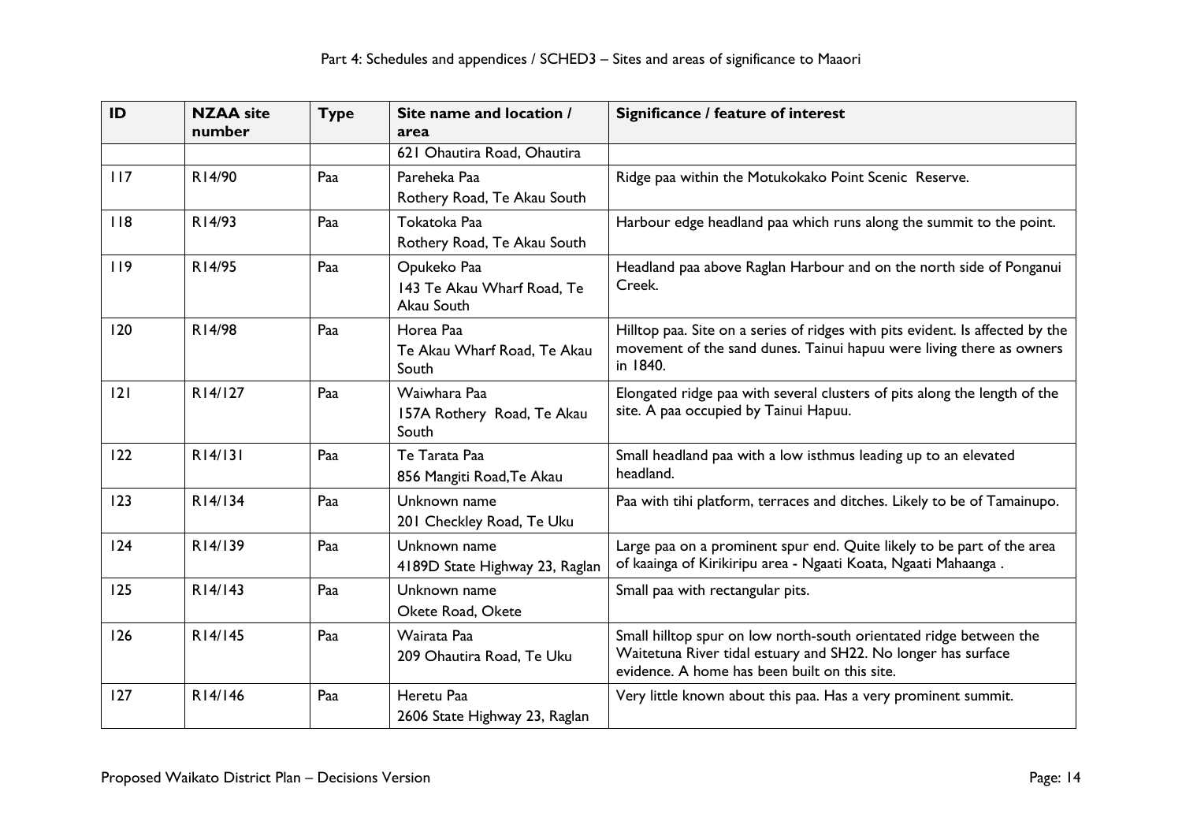| ID | NZAA site number | Type | Site name and location / area | Significance / feature of interest |
|---|---|---|---|---|
| | | | 621 Ohautira Road, Ohautira | |
| 117 | R14/90 | Paa | Pareheka Paa<br>Rothery Road, Te Akau South | Ridge paa within the Motukokako Point Scenic Reserve. |
| 118 | R14/93 | Paa | Tokatoka Paa<br>Rothery Road, Te Akau South | Harbour edge headland paa which runs along the summit to the point. |
| 119 | R14/95 | Paa | Opukeko Paa<br>143 Te Akau Wharf Road, Te Akau South | Headland paa above Raglan Harbour and on the north side of Ponganui Creek. |
| 120 | R14/98 | Paa | Horea Paa<br>Te Akau Wharf Road, Te Akau South | Hilltop paa. Site on a series of ridges with pits evident. Is affected by the movement of the sand dunes. Tainui hapuu were living there as owners in 1840. |
| 121 | R14/127 | Paa | Waiwhara Paa<br>157A Rothery Road, Te Akau South | Elongated ridge paa with several clusters of pits along the length of the site. A paa occupied by Tainui Hapuu. |
| 122 | R14/131 | Paa | Te Tarata Paa<br>856 Mangiti Road,Te Akau | Small headland paa with a low isthmus leading up to an elevated headland. |
| 123 | R14/134 | Paa | Unknown name<br>201 Checkley Road, Te Uku | Paa with tihi platform, terraces and ditches. Likely to be of Tamainupo. |
| 124 | R14/139 | Paa | Unknown name<br>4189D State Highway 23, Raglan | Large paa on a prominent spur end. Quite likely to be part of the area of kaainga of Kirikiripu area - Ngaati Koata, Ngaati Mahaanga . |
| 125 | R14/143 | Paa | Unknown name<br>Okete Road, Okete | Small paa with rectangular pits. |
| 126 | R14/145 | Paa | Wairata Paa<br>209 Ohautira Road, Te Uku | Small hilltop spur on low north-south orientated ridge between the Waitetuna River tidal estuary and SH22. No longer has surface evidence. A home has been built on this site. |
| 127 | R14/146 | Paa | Heretu Paa<br>2606 State Highway 23, Raglan | Very little known about this paa. Has a very prominent summit. |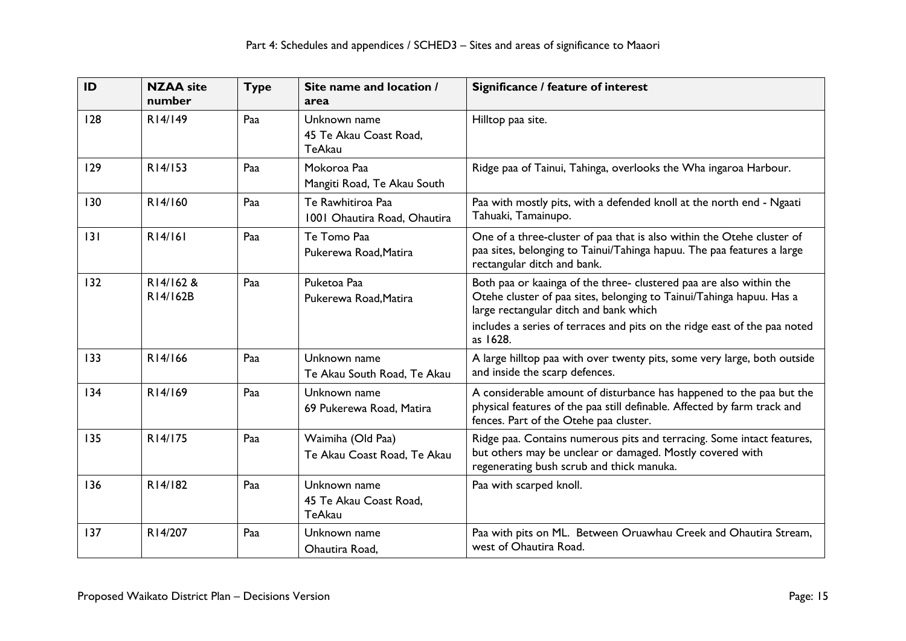| ID | NZAA site number | Type | Site name and location / area | Significance / feature of interest |
|---|---|---|---|---|
| 128 | R14/149 | Paa | Unknown name<br>45 Te Akau Coast Road, TeAkau | Hilltop paa site. |
| 129 | R14/153 | Paa | Mokoroa Paa<br>Mangiti Road, Te Akau South | Ridge paa of Tainui, Tahinga, overlooks the Wha ingaroa Harbour. |
| 130 | R14/160 | Paa | Te Rawhitiroa Paa<br>1001 Ohautira Road, Ohautira | Paa with mostly pits, with a defended knoll at the north end - Ngaati Tahuaki, Tamainupo. |
| 131 | R14/161 | Paa | Te Tomo Paa<br>Pukerewa Road,Matira | One of a three-cluster of paa that is also within the Otehe cluster of paa sites, belonging to Tainui/Tahinga hapuu. The paa features a large rectangular ditch and bank. |
| 132 | R14/162 & R14/162B | Paa | Puketoa Paa<br>Pukerewa Road,Matira | Both paa or kaainga of the three- clustered paa are also within the Otehe cluster of paa sites, belonging to Tainui/Tahinga hapuu. Has a large rectangular ditch and bank which<br>includes a series of terraces and pits on the ridge east of the paa noted as 1628. |
| 133 | R14/166 | Paa | Unknown name<br>Te Akau South Road, Te Akau | A large hilltop paa with over twenty pits, some very large, both outside and inside the scarp defences. |
| 134 | R14/169 | Paa | Unknown name<br>69 Pukerewa Road, Matira | A considerable amount of disturbance has happened to the paa but the physical features of the paa still definable. Affected by farm track and fences. Part of the Otehe paa cluster. |
| 135 | R14/175 | Paa | Waimiha (Old Paa)<br>Te Akau Coast Road, Te Akau | Ridge paa. Contains numerous pits and terracing. Some intact features, but others may be unclear or damaged. Mostly covered with regenerating bush scrub and thick manuka. |
| 136 | R14/182 | Paa | Unknown name<br>45 Te Akau Coast Road, TeAkau | Paa with scarped knoll. |
| 137 | R14/207 | Paa | Unknown name<br>Ohautira Road, | Paa with pits on ML. Between Oruawhau Creek and Ohautira Stream, west of Ohautira Road. |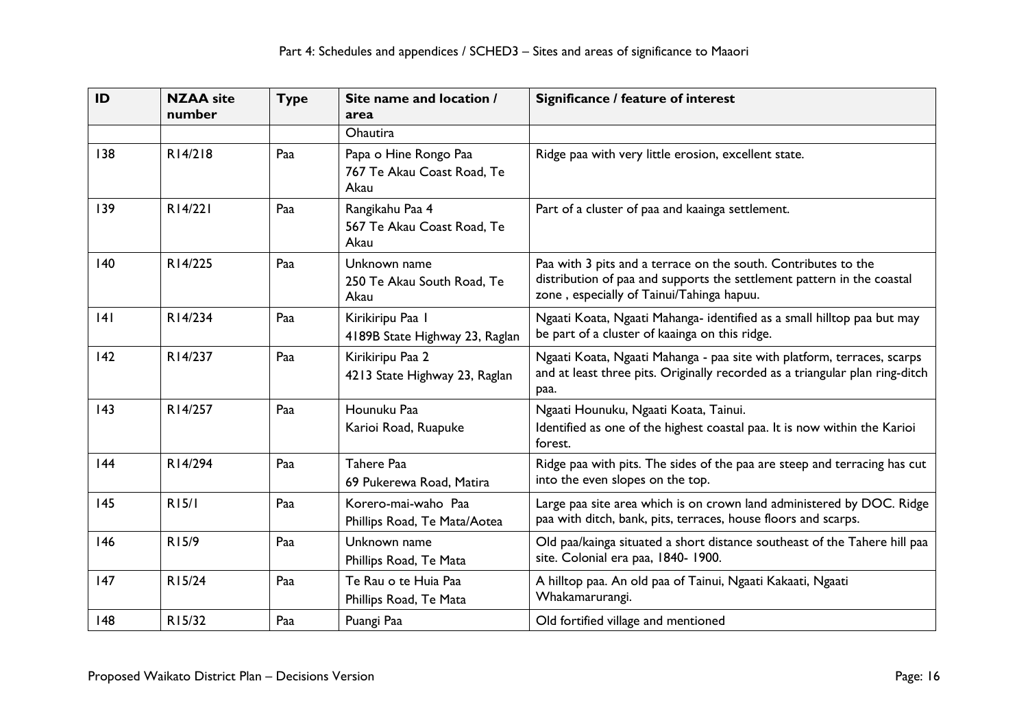| ID | NZAA site number | Type | Site name and location / area | Significance / feature of interest |
|---|---|---|---|---|
| | | | Ohautira | |
| 138 | R14/218 | Paa | Papa o Hine Rongo Paa<br>767 Te Akau Coast Road, Te Akau | Ridge paa with very little erosion, excellent state. |
| 139 | R14/221 | Paa | Rangikahu Paa 4<br>567 Te Akau Coast Road, Te Akau | Part of a cluster of paa and kaainga settlement. |
| 140 | R14/225 | Paa | Unknown name<br>250 Te Akau South Road, Te Akau | Paa with 3 pits and a terrace on the south. Contributes to the distribution of paa and supports the settlement pattern in the coastal zone , especially of Tainui/Tahinga hapuu. |
| 141 | R14/234 | Paa | Kirikiripu Paa 1<br>4189B State Highway 23, Raglan | Ngaati Koata, Ngaati Mahanga- identified as a small hilltop paa but may be part of a cluster of kaainga on this ridge. |
| 142 | R14/237 | Paa | Kirikiripu Paa 2<br>4213 State Highway 23, Raglan | Ngaati Koata, Ngaati Mahanga - paa site with platform, terraces, scarps and at least three pits. Originally recorded as a triangular plan ring-ditch paa. |
| 143 | R14/257 | Paa | Hounuku Paa<br>Karioi Road, Ruapuke | Ngaati Hounuku, Ngaati Koata, Tainui.<br>Identified as one of the highest coastal paa. It is now within the Karioi forest. |
| 144 | R14/294 | Paa | Tahere Paa<br>69 Pukerewa Road, Matira | Ridge paa with pits. The sides of the paa are steep and terracing has cut into the even slopes on the top. |
| 145 | R15/1 | Paa | Korero-mai-waho Paa<br>Phillips Road, Te Mata/Aotea | Large paa site area which is on crown land administered by DOC. Ridge paa with ditch, bank, pits, terraces, house floors and scarps. |
| 146 | R15/9 | Paa | Unknown name<br>Phillips Road, Te Mata | Old paa/kainga situated a short distance southeast of the Tahere hill paa site. Colonial era paa, 1840- 1900. |
| 147 | R15/24 | Paa | Te Rau o te Huia Paa<br>Phillips Road, Te Mata | A hilltop paa. An old paa of Tainui, Ngaati Kakaati, Ngaati Whakamarurangi. |
| 148 | R15/32 | Paa | Puangi Paa | Old fortified village and mentioned |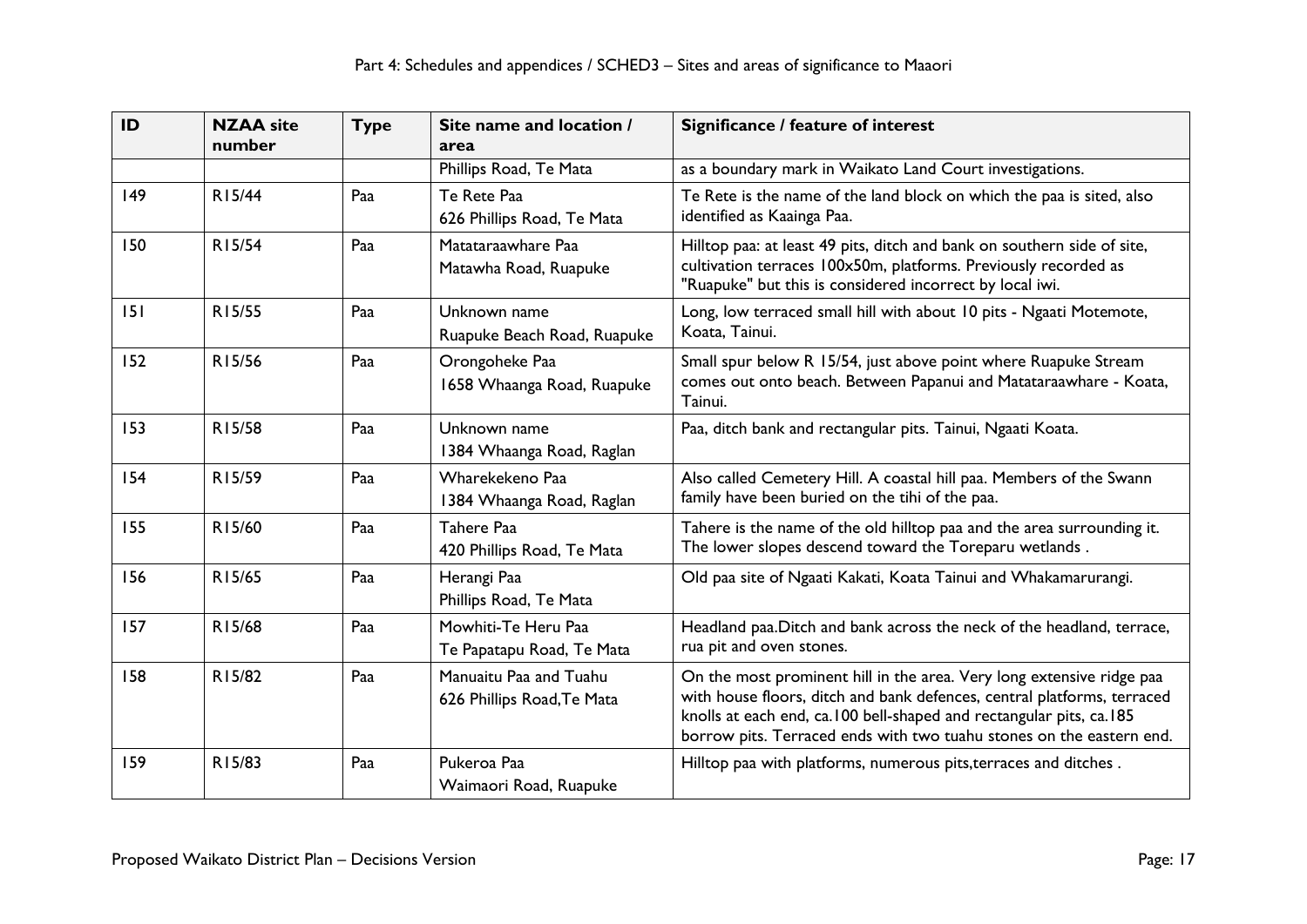| ID | NZAA site number | Type | Site name and location / area | Significance / feature of interest |
|---|---|---|---|---|
| | | | Phillips Road, Te Mata | as a boundary mark in Waikato Land Court investigations. |
| 149 | R15/44 | Paa | Te Rete Paa<br>626 Phillips Road, Te Mata | Te Rete is the name of the land block on which the paa is sited, also identified as Kaainga Paa. |
| 150 | R15/54 | Paa | Matataraawhare Paa<br>Matawha Road, Ruapuke | Hilltop paa: at least 49 pits, ditch and bank on southern side of site, cultivation terraces 100x50m, platforms. Previously recorded as "Ruapuke" but this is considered incorrect by local iwi. |
| 151 | R15/55 | Paa | Unknown name<br>Ruapuke Beach Road, Ruapuke | Long, low terraced small hill with about 10 pits - Ngaati Motemote, Koata, Tainui. |
| 152 | R15/56 | Paa | Orongoheke Paa<br>1658 Whaanga Road, Ruapuke | Small spur below R 15/54, just above point where Ruapuke Stream comes out onto beach. Between Papanui and Matataraawhare - Koata, Tainui. |
| 153 | R15/58 | Paa | Unknown name<br>1384 Whaanga Road, Raglan | Paa, ditch bank and rectangular pits. Tainui, Ngaati Koata. |
| 154 | R15/59 | Paa | Wharekekeno Paa<br>1384 Whaanga Road, Raglan | Also called Cemetery Hill. A coastal hill paa. Members of the Swann family have been buried on the tihi of the paa. |
| 155 | R15/60 | Paa | Tahere Paa<br>420 Phillips Road, Te Mata | Tahere is the name of the old hilltop paa and the area surrounding it. The lower slopes descend toward the Toreparu wetlands . |
| 156 | R15/65 | Paa | Herangi Paa<br>Phillips Road, Te Mata | Old paa site of Ngaati Kakati, Koata Tainui and Whakamarurangi. |
| 157 | R15/68 | Paa | Mowhiti-Te Heru Paa<br>Te Papatapu Road, Te Mata | Headland paa.Ditch and bank across the neck of the headland, terrace, rua pit and oven stones. |
| 158 | R15/82 | Paa | Manuaitu Paa and Tuahu<br>626 Phillips Road,Te Mata | On the most prominent hill in the area. Very long extensive ridge paa with house floors, ditch and bank defences, central platforms, terraced knolls at each end, ca.100 bell-shaped and rectangular pits, ca.185 borrow pits. Terraced ends with two tuahu stones on the eastern end. |
| 159 | R15/83 | Paa | Pukeroa Paa<br>Waimaori Road, Ruapuke | Hilltop paa with platforms, numerous pits,terraces and ditches . |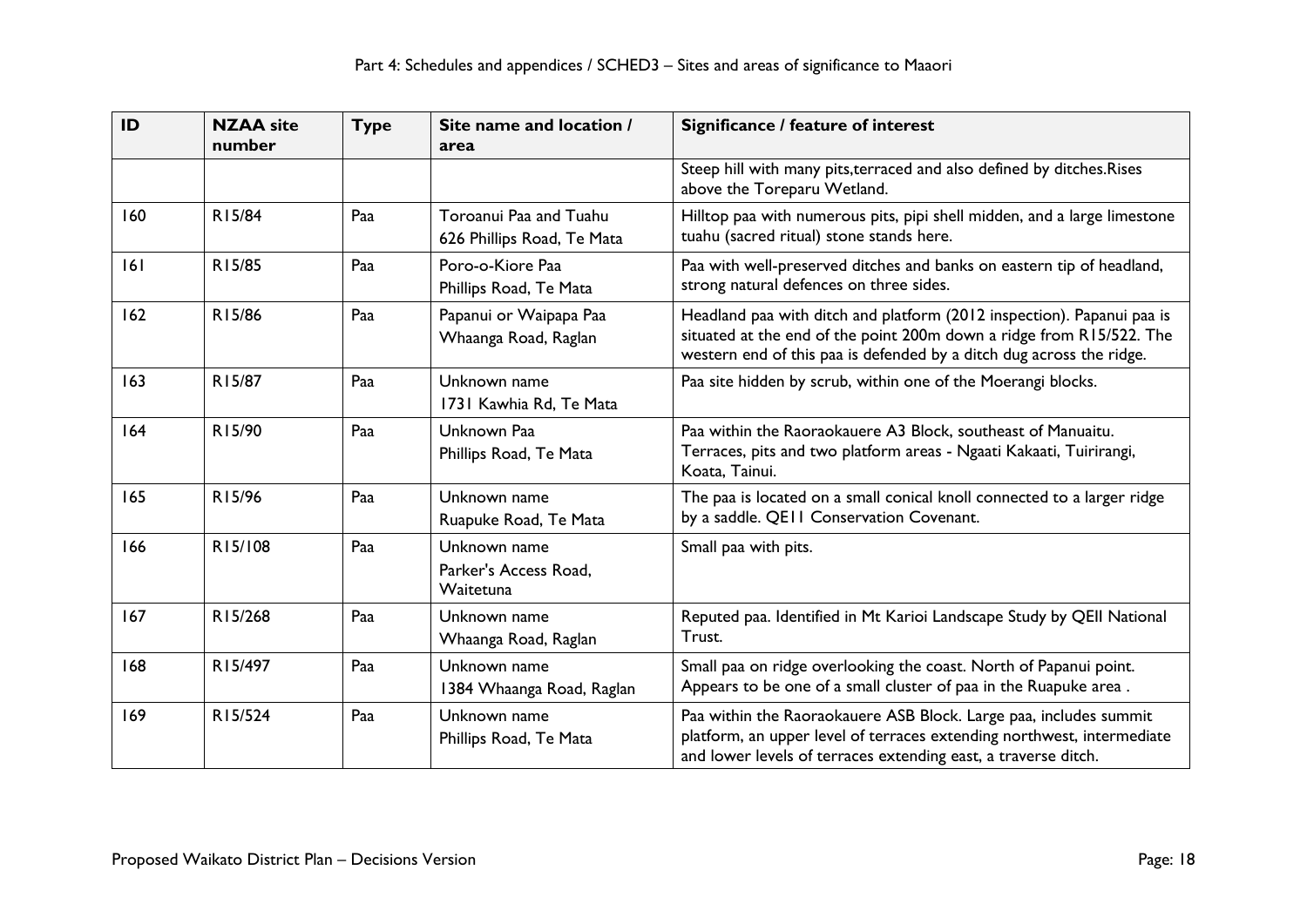| ID | NZAA site number | Type | Site name and location / area | Significance / feature of interest |
|---|---|---|---|---|
| | | | | Steep hill with many pits,terraced and also defined by ditches.Rises above the Toreparu Wetland. |
| 160 | R15/84 | Paa | Toroanui Paa and Tuahu<br>626 Phillips Road, Te Mata | Hilltop paa with numerous pits, pipi shell midden, and a large limestone tuahu (sacred ritual) stone stands here. |
| 161 | R15/85 | Paa | Poro-o-Kiore Paa<br>Phillips Road, Te Mata | Paa with well-preserved ditches and banks on eastern tip of headland, strong natural defences on three sides. |
| 162 | R15/86 | Paa | Papanui or Waipapa Paa<br>Whaanga Road, Raglan | Headland paa with ditch and platform (2012 inspection). Papanui paa is situated at the end of the point 200m down a ridge from R15/522. The western end of this paa is defended by a ditch dug across the ridge. |
| 163 | R15/87 | Paa | Unknown name<br>1731 Kawhia Rd, Te Mata | Paa site hidden by scrub, within one of the Moerangi blocks. |
| 164 | R15/90 | Paa | Unknown Paa<br>Phillips Road, Te Mata | Paa within the Raoraokauere A3 Block, southeast of Manuaitu. Terraces, pits and two platform areas - Ngaati Kakaati, Tuirirangi, Koata, Tainui. |
| 165 | R15/96 | Paa | Unknown name<br>Ruapuke Road, Te Mata | The paa is located on a small conical knoll connected to a larger ridge by a saddle. QE11 Conservation Covenant. |
| 166 | R15/108 | Paa | Unknown name<br>Parker's Access Road, Waitetuna | Small paa with pits. |
| 167 | R15/268 | Paa | Unknown name<br>Whaanga Road, Raglan | Reputed paa. Identified in Mt Karioi Landscape Study by QEII National Trust. |
| 168 | R15/497 | Paa | Unknown name<br>1384 Whaanga Road, Raglan | Small paa on ridge overlooking the coast. North of Papanui point. Appears to be one of a small cluster of paa in the Ruapuke area . |
| 169 | R15/524 | Paa | Unknown name<br>Phillips Road, Te Mata | Paa within the Raoraokauere ASB Block. Large paa, includes summit platform, an upper level of terraces extending northwest, intermediate and lower levels of terraces extending east, a traverse ditch. |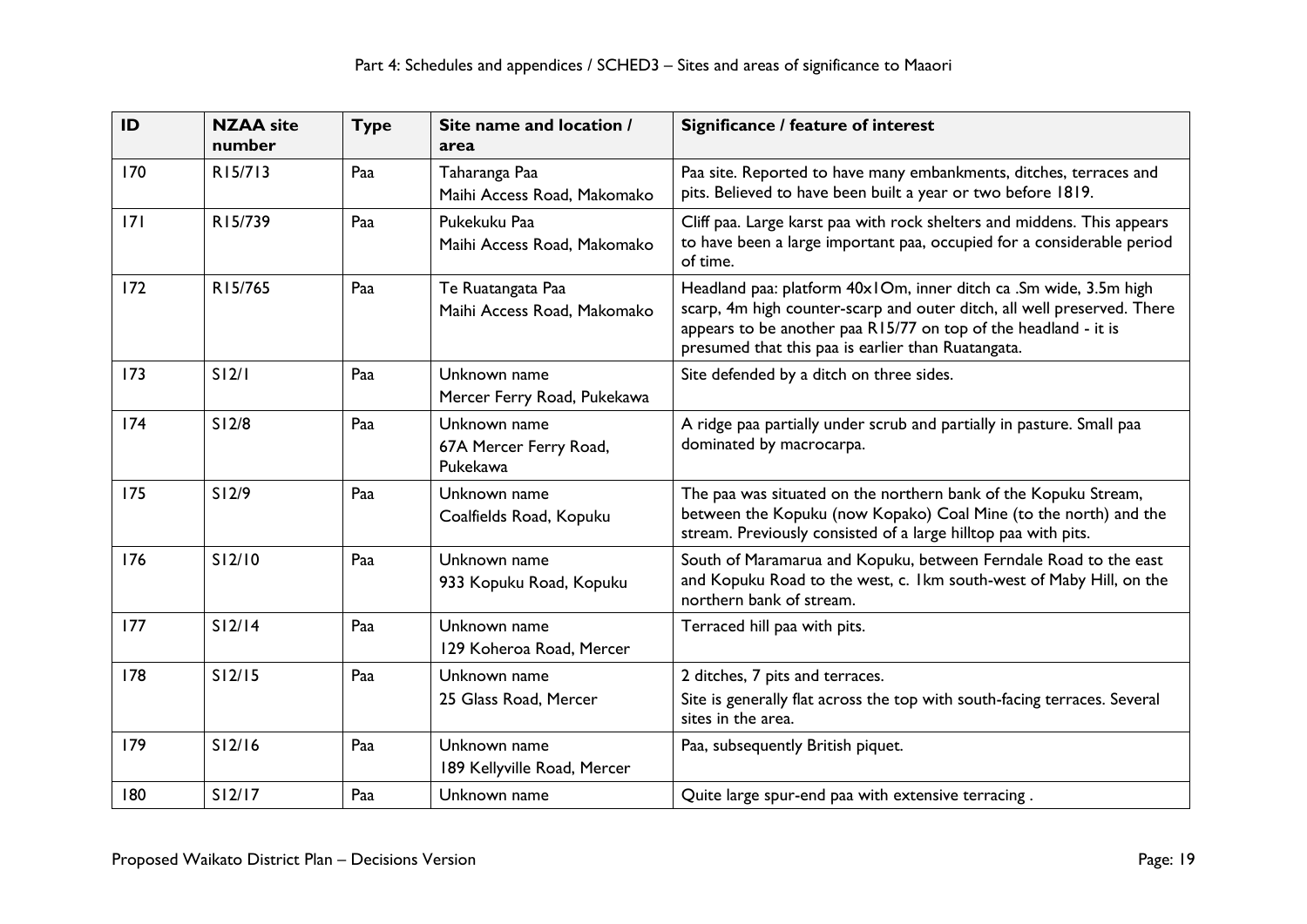| ID | NZAA site number | Type | Site name and location / area | Significance / feature of interest |
|---|---|---|---|---|
| 170 | R15/713 | Paa | Taharanga Paa<br>Maihi Access Road, Makomako | Paa site. Reported to have many embankments, ditches, terraces and pits. Believed to have been built a year or two before 1819. |
| 171 | R15/739 | Paa | Pukekuku Paa<br>Maihi Access Road, Makomako | Cliff paa. Large karst paa with rock shelters and middens. This appears to have been a large important paa, occupied for a considerable period of time. |
| 172 | R15/765 | Paa | Te Ruatangata Paa<br>Maihi Access Road, Makomako | Headland paa: platform 40x1Om, inner ditch ca .Sm wide, 3.5m high scarp, 4m high counter-scarp and outer ditch, all well preserved. There appears to be another paa R15/77 on top of the headland - it is presumed that this paa is earlier than Ruatangata. |
| 173 | S12/1 | Paa | Unknown name<br>Mercer Ferry Road, Pukekawa | Site defended by a ditch on three sides. |
| 174 | S12/8 | Paa | Unknown name<br>67A Mercer Ferry Road, Pukekawa | A ridge paa partially under scrub and partially in pasture. Small paa dominated by macrocarpa. |
| 175 | S12/9 | Paa | Unknown name<br>Coalfields Road, Kopuku | The paa was situated on the northern bank of the Kopuku Stream, between the Kopuku (now Kopako) Coal Mine (to the north) and the stream. Previously consisted of a large hilltop paa with pits. |
| 176 | S12/10 | Paa | Unknown name<br>933 Kopuku Road, Kopuku | South of Maramarua and Kopuku, between Ferndale Road to the east and Kopuku Road to the west, c. 1km south-west of Maby Hill, on the northern bank of stream. |
| 177 | S12/14 | Paa | Unknown name<br>129 Koheroa Road, Mercer | Terraced hill paa with pits. |
| 178 | S12/15 | Paa | Unknown name<br>25 Glass Road, Mercer | 2 ditches, 7 pits and terraces.<br>Site is generally flat across the top with south-facing terraces. Several sites in the area. |
| 179 | S12/16 | Paa | Unknown name<br>189 Kellyville Road, Mercer | Paa, subsequently British piquet. |
| 180 | S12/17 | Paa | Unknown name | Quite large spur-end paa with extensive terracing . |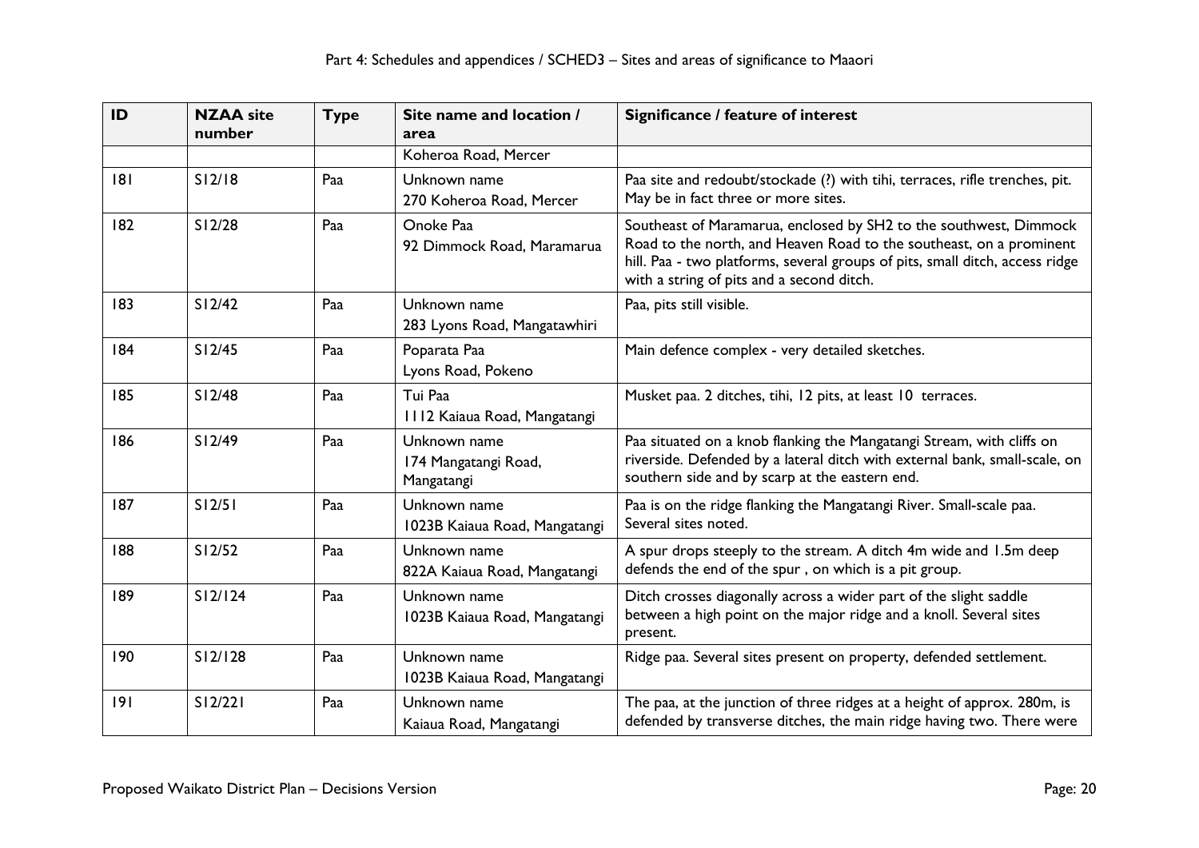| ID | NZAA site number | Type | Site name and location / area | Significance / feature of interest |
|---|---|---|---|---|
| | | | Koheroa Road, Mercer | |
| 181 | S12/18 | Paa | Unknown name<br>270 Koheroa Road, Mercer | Paa site and redoubt/stockade (?) with tihi, terraces, rifle trenches, pit. May be in fact three or more sites. |
| 182 | S12/28 | Paa | Onoke Paa<br>92 Dimmock Road, Maramarua | Southeast of Maramarua, enclosed by SH2 to the southwest, Dimmock Road to the north, and Heaven Road to the southeast, on a prominent hill. Paa - two platforms, several groups of pits, small ditch, access ridge with a string of pits and a second ditch. |
| 183 | S12/42 | Paa | Unknown name<br>283 Lyons Road, Mangatawhiri | Paa, pits still visible. |
| 184 | S12/45 | Paa | Poparata Paa<br>Lyons Road, Pokeno | Main defence complex - very detailed sketches. |
| 185 | S12/48 | Paa | Tui Paa<br>1112 Kaiaua Road, Mangatangi | Musket paa. 2 ditches, tihi, 12 pits, at least 10 terraces. |
| 186 | S12/49 | Paa | Unknown name<br>174 Mangatangi Road, Mangatangi | Paa situated on a knob flanking the Mangatangi Stream, with cliffs on riverside. Defended by a lateral ditch with external bank, small-scale, on southern side and by scarp at the eastern end. |
| 187 | S12/51 | Paa | Unknown name<br>1023B Kaiaua Road, Mangatangi | Paa is on the ridge flanking the Mangatangi River. Small-scale paa. Several sites noted. |
| 188 | S12/52 | Paa | Unknown name<br>822A Kaiaua Road, Mangatangi | A spur drops steeply to the stream. A ditch 4m wide and 1.5m deep defends the end of the spur , on which is a pit group. |
| 189 | S12/124 | Paa | Unknown name<br>1023B Kaiaua Road, Mangatangi | Ditch crosses diagonally across a wider part of the slight saddle between a high point on the major ridge and a knoll. Several sites present. |
| 190 | S12/128 | Paa | Unknown name<br>1023B Kaiaua Road, Mangatangi | Ridge paa. Several sites present on property, defended settlement. |
| 191 | S12/221 | Paa | Unknown name<br>Kaiaua Road, Mangatangi | The paa, at the junction of three ridges at a height of approx. 280m, is defended by transverse ditches, the main ridge having two. There were |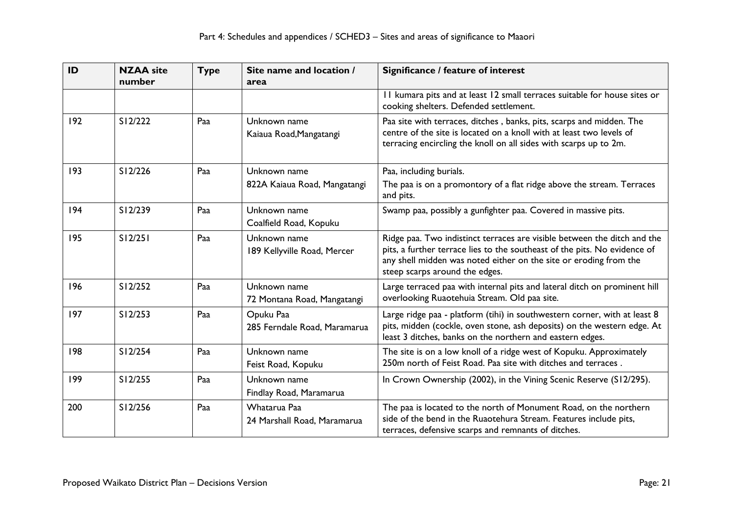| ID | NZAA site number | Type | Site name and location / area | Significance / feature of interest |
|---|---|---|---|---|
| | | | | 11 kumara pits and at least 12 small terraces suitable for house sites or cooking shelters. Defended settlement. |
| 192 | S12/222 | Paa | Unknown name<br>Kaiaua Road,Mangatangi | Paa site with terraces, ditches , banks, pits, scarps and midden. The centre of the site is located on a knoll with at least two levels of terracing encircling the knoll on all sides with scarps up to 2m. |
| 193 | S12/226 | Paa | Unknown name<br>822A Kaiaua Road, Mangatangi | Paa, including burials.<br>The paa is on a promontory of a flat ridge above the stream. Terraces and pits. |
| 194 | S12/239 | Paa | Unknown name<br>Coalfield Road, Kopuku | Swamp paa, possibly a gunfighter paa. Covered in massive pits. |
| 195 | S12/251 | Paa | Unknown name<br>189 Kellyville Road, Mercer | Ridge paa. Two indistinct terraces are visible between the ditch and the pits, a further terrace lies to the southeast of the pits. No evidence of any shell midden was noted either on the site or eroding from the steep scarps around the edges. |
| 196 | S12/252 | Paa | Unknown name<br>72 Montana Road, Mangatangi | Large terraced paa with internal pits and lateral ditch on prominent hill overlooking Ruaotehuia Stream. Old paa site. |
| 197 | S12/253 | Paa | Opuku Paa<br>285 Ferndale Road, Maramarua | Large ridge paa - platform (tihi) in southwestern corner, with at least 8 pits, midden (cockle, oven stone, ash deposits) on the western edge. At least 3 ditches, banks on the northern and eastern edges. |
| 198 | S12/254 | Paa | Unknown name<br>Feist Road, Kopuku | The site is on a low knoll of a ridge west of Kopuku. Approximately 250m north of Feist Road. Paa site with ditches and terraces . |
| 199 | S12/255 | Paa | Unknown name<br>Findlay Road, Maramarua | In Crown Ownership (2002), in the Vining Scenic Reserve (S12/295). |
| 200 | S12/256 | Paa | Whatarua Paa<br>24 Marshall Road, Maramarua | The paa is located to the north of Monument Road, on the northern side of the bend in the Ruaotehura Stream. Features include pits, terraces, defensive scarps and remnants of ditches. |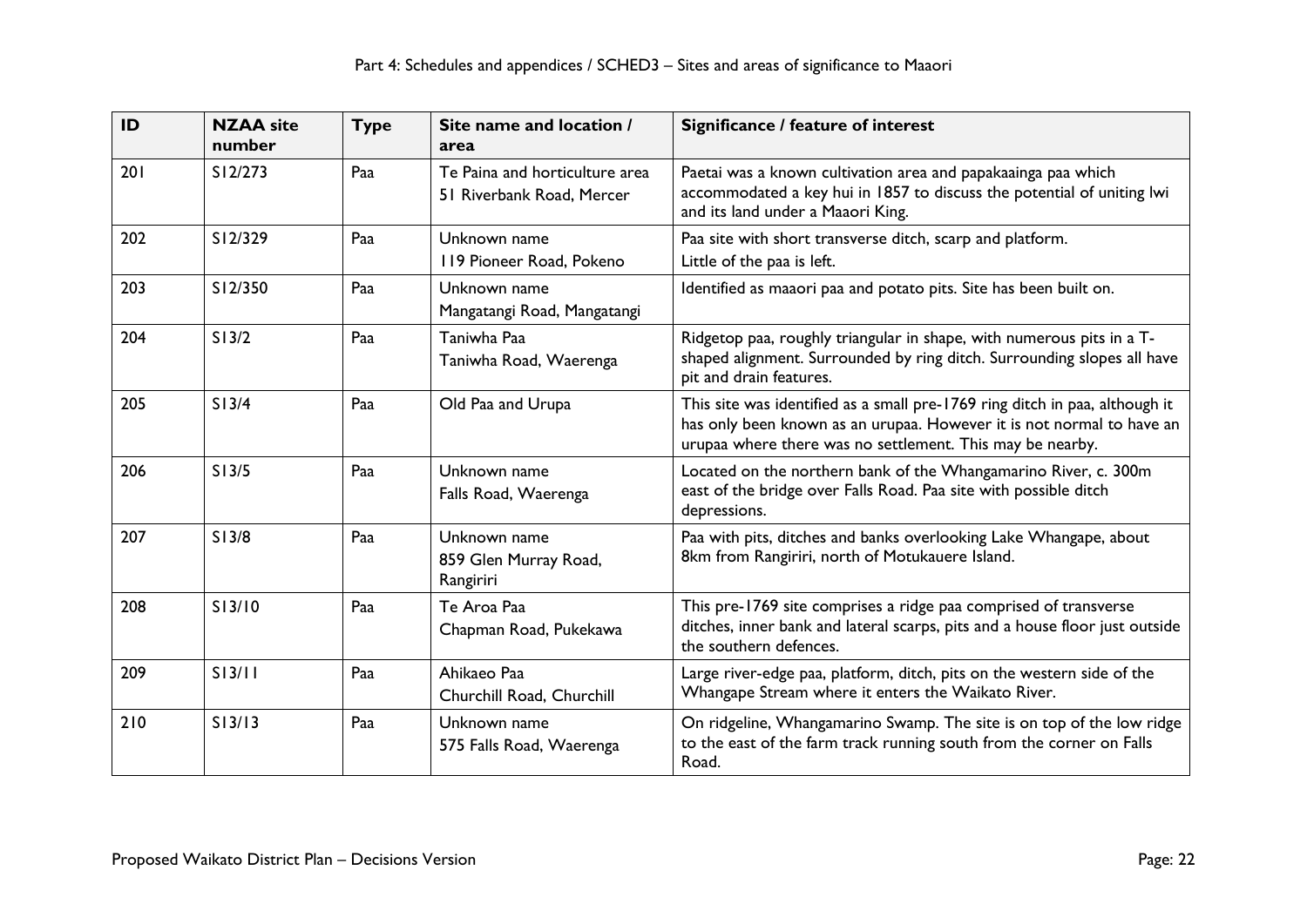| ID | NZAA site number | Type | Site name and location / area | Significance / feature of interest |
|---|---|---|---|---|
| 201 | S12/273 | Paa | Te Paina and horticulture area<br>51 Riverbank Road, Mercer | Paetai was a known cultivation area and papakaainga paa which accommodated a key hui in 1857 to discuss the potential of uniting Iwi and its land under a Maaori King. |
| 202 | S12/329 | Paa | Unknown name<br>119 Pioneer Road, Pokeno | Paa site with short transverse ditch, scarp and platform.<br>Little of the paa is left. |
| 203 | S12/350 | Paa | Unknown name<br>Mangatangi Road, Mangatangi | Identified as maaori paa and potato pits. Site has been built on. |
| 204 | S13/2 | Paa | Taniwha Paa<br>Taniwha Road, Waerenga | Ridgetop paa, roughly triangular in shape, with numerous pits in a T-shaped alignment. Surrounded by ring ditch. Surrounding slopes all have pit and drain features. |
| 205 | S13/4 | Paa | Old Paa and Urupa | This site was identified as a small pre-1769 ring ditch in paa, although it has only been known as an urupaa. However it is not normal to have an urupaa where there was no settlement. This may be nearby. |
| 206 | S13/5 | Paa | Unknown name<br>Falls Road, Waerenga | Located on the northern bank of the Whangamarino River, c. 300m east of the bridge over Falls Road. Paa site with possible ditch depressions. |
| 207 | S13/8 | Paa | Unknown name<br>859 Glen Murray Road, Rangiriri | Paa with pits, ditches and banks overlooking Lake Whangape, about 8km from Rangiriri, north of Motukauere Island. |
| 208 | S13/10 | Paa | Te Aroa Paa<br>Chapman Road, Pukekawa | This pre-1769 site comprises a ridge paa comprised of transverse ditches, inner bank and lateral scarps, pits and a house floor just outside the southern defences. |
| 209 | S13/11 | Paa | Ahikaeo Paa<br>Churchill Road, Churchill | Large river-edge paa, platform, ditch, pits on the western side of the Whangape Stream where it enters the Waikato River. |
| 210 | S13/13 | Paa | Unknown name<br>575 Falls Road, Waerenga | On ridgeline, Whangamarino Swamp. The site is on top of the low ridge to the east of the farm track running south from the corner on Falls Road. |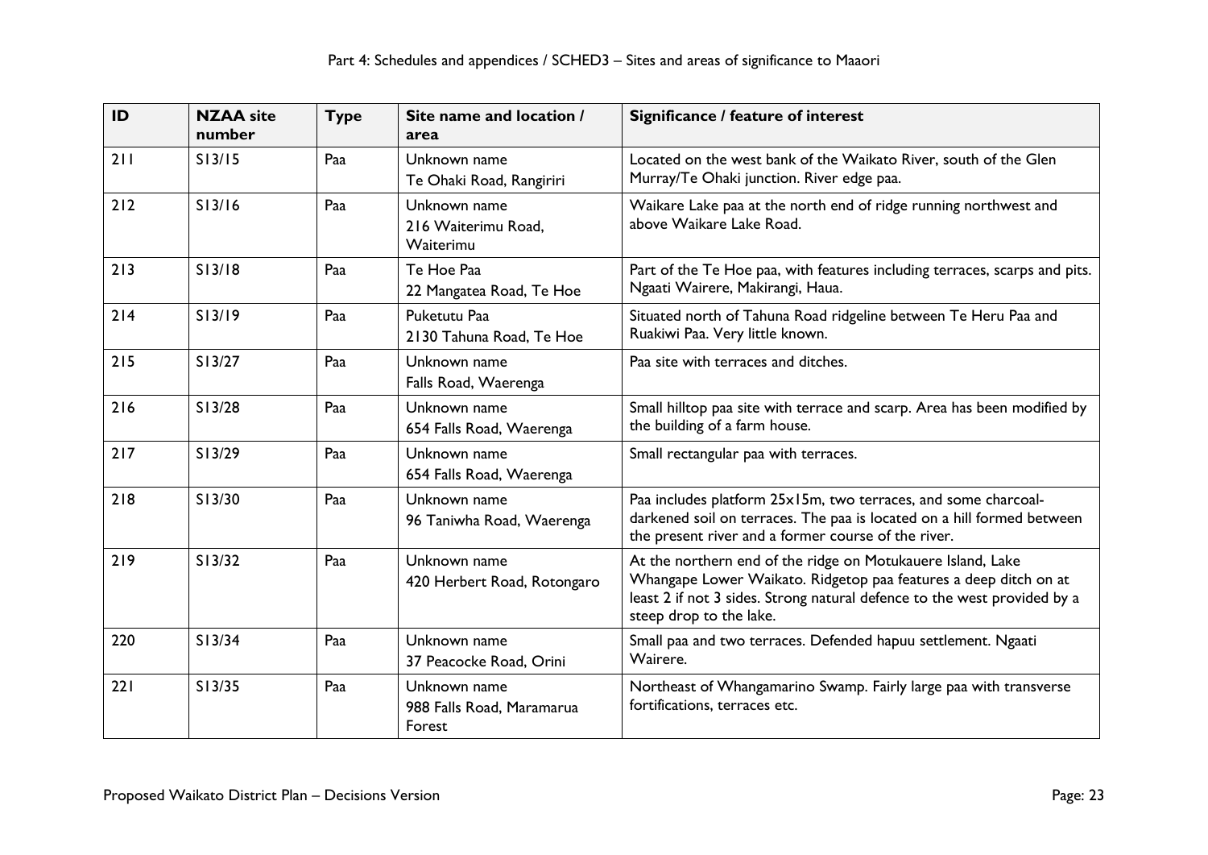| ID | NZAA site number | Type | Site name and location / area | Significance / feature of interest |
|---|---|---|---|---|
| 211 | S13/15 | Paa | Unknown name<br>Te Ohaki Road, Rangiriri | Located on the west bank of the Waikato River, south of the Glen Murray/Te Ohaki junction. River edge paa. |
| 212 | S13/16 | Paa | Unknown name<br>216 Waiterimu Road, Waiterimu | Waikare Lake paa at the north end of ridge running northwest and above Waikare Lake Road. |
| 213 | S13/18 | Paa | Te Hoe Paa<br>22 Mangatea Road, Te Hoe | Part of the Te Hoe paa, with features including terraces, scarps and pits. Ngaati Wairere, Makirangi, Haua. |
| 214 | S13/19 | Paa | Puketutu Paa<br>2130 Tahuna Road, Te Hoe | Situated north of Tahuna Road ridgeline between Te Heru Paa and Ruakiwi Paa. Very little known. |
| 215 | S13/27 | Paa | Unknown name<br>Falls Road, Waerenga | Paa site with terraces and ditches. |
| 216 | S13/28 | Paa | Unknown name<br>654 Falls Road, Waerenga | Small hilltop paa site with terrace and scarp. Area has been modified by the building of a farm house. |
| 217 | S13/29 | Paa | Unknown name<br>654 Falls Road, Waerenga | Small rectangular paa with terraces. |
| 218 | S13/30 | Paa | Unknown name<br>96 Taniwha Road, Waerenga | Paa includes platform 25x15m, two terraces, and some charcoal-darkened soil on terraces. The paa is located on a hill formed between the present river and a former course of the river. |
| 219 | S13/32 | Paa | Unknown name<br>420 Herbert Road, Rotongaro | At the northern end of the ridge on Motukauere Island, Lake Whangape Lower Waikato. Ridgetop paa features a deep ditch on at least 2 if not 3 sides. Strong natural defence to the west provided by a steep drop to the lake. |
| 220 | S13/34 | Paa | Unknown name<br>37 Peacocke Road, Orini | Small paa and two terraces. Defended hapuu settlement. Ngaati Wairere. |
| 221 | S13/35 | Paa | Unknown name<br>988 Falls Road, Maramarua Forest | Northeast of Whangamarino Swamp. Fairly large paa with transverse fortifications, terraces etc. |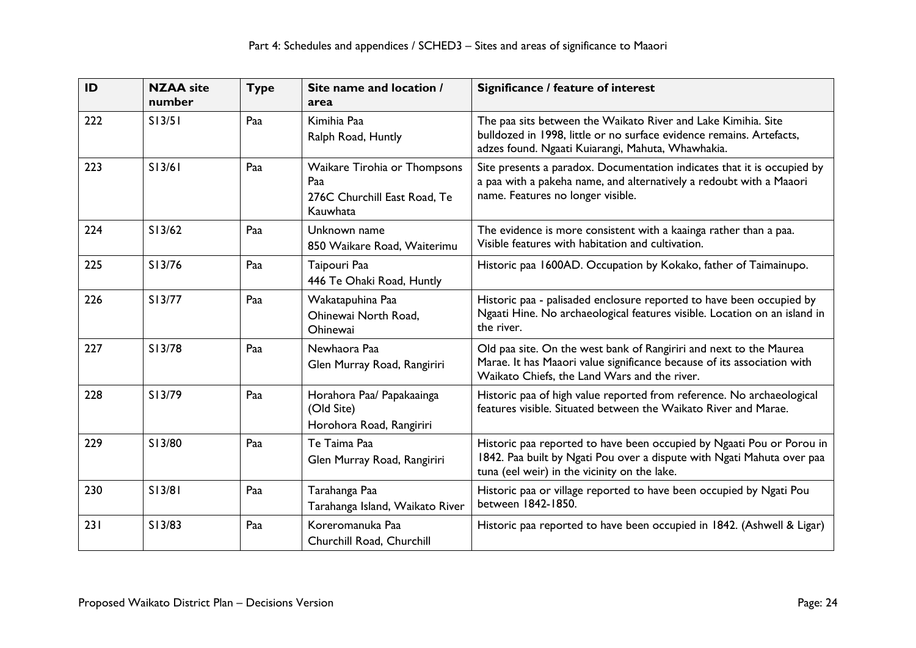| ID | NZAA site number | Type | Site name and location / area | Significance / feature of interest |
|---|---|---|---|---|
| 222 | S13/51 | Paa | Kimihia Paa<br>Ralph Road, Huntly | The paa sits between the Waikato River and Lake Kimihia. Site bulldozed in 1998, little or no surface evidence remains. Artefacts, adzes found. Ngaati Kuiarangi, Mahuta, Whawhakia. |
| 223 | S13/61 | Paa | Waikare Tirohia or Thompsons Paa<br>276C Churchill East Road, Te Kauwhata | Site presents a paradox. Documentation indicates that it is occupied by a paa with a pakeha name, and alternatively a redoubt with a Maaori name. Features no longer visible. |
| 224 | S13/62 | Paa | Unknown name<br>850 Waikare Road, Waiterimu | The evidence is more consistent with a kaainga rather than a paa. Visible features with habitation and cultivation. |
| 225 | S13/76 | Paa | Taipouri Paa<br>446 Te Ohaki Road, Huntly | Historic paa 1600AD. Occupation by Kokako, father of Taimainupo. |
| 226 | S13/77 | Paa | Wakatapuhina Paa<br>Ohinewai North Road, Ohinewai | Historic paa - palisaded enclosure reported to have been occupied by Ngaati Hine. No archaeological features visible. Location on an island in the river. |
| 227 | S13/78 | Paa | Newhaora Paa<br>Glen Murray Road, Rangiriri | Old paa site. On the west bank of Rangiriri and next to the Maurea Marae. It has Maaori value significance because of its association with Waikato Chiefs, the Land Wars and the river. |
| 228 | S13/79 | Paa | Horahora Paa/ Papakaainga (Old Site)<br>Horohora Road, Rangiriri | Historic paa of high value reported from reference. No archaeological features visible. Situated between the Waikato River and Marae. |
| 229 | S13/80 | Paa | Te Taima Paa<br>Glen Murray Road, Rangiriri | Historic paa reported to have been occupied by Ngaati Pou or Porou in 1842. Paa built by Ngati Pou over a dispute with Ngati Mahuta over paa tuna (eel weir) in the vicinity on the lake. |
| 230 | S13/81 | Paa | Tarahanga Paa<br>Tarahanga Island, Waikato River | Historic paa or village reported to have been occupied by Ngati Pou between 1842-1850. |
| 231 | S13/83 | Paa | Koreromanuka Paa<br>Churchill Road, Churchill | Historic paa reported to have been occupied in 1842. (Ashwell & Ligar) |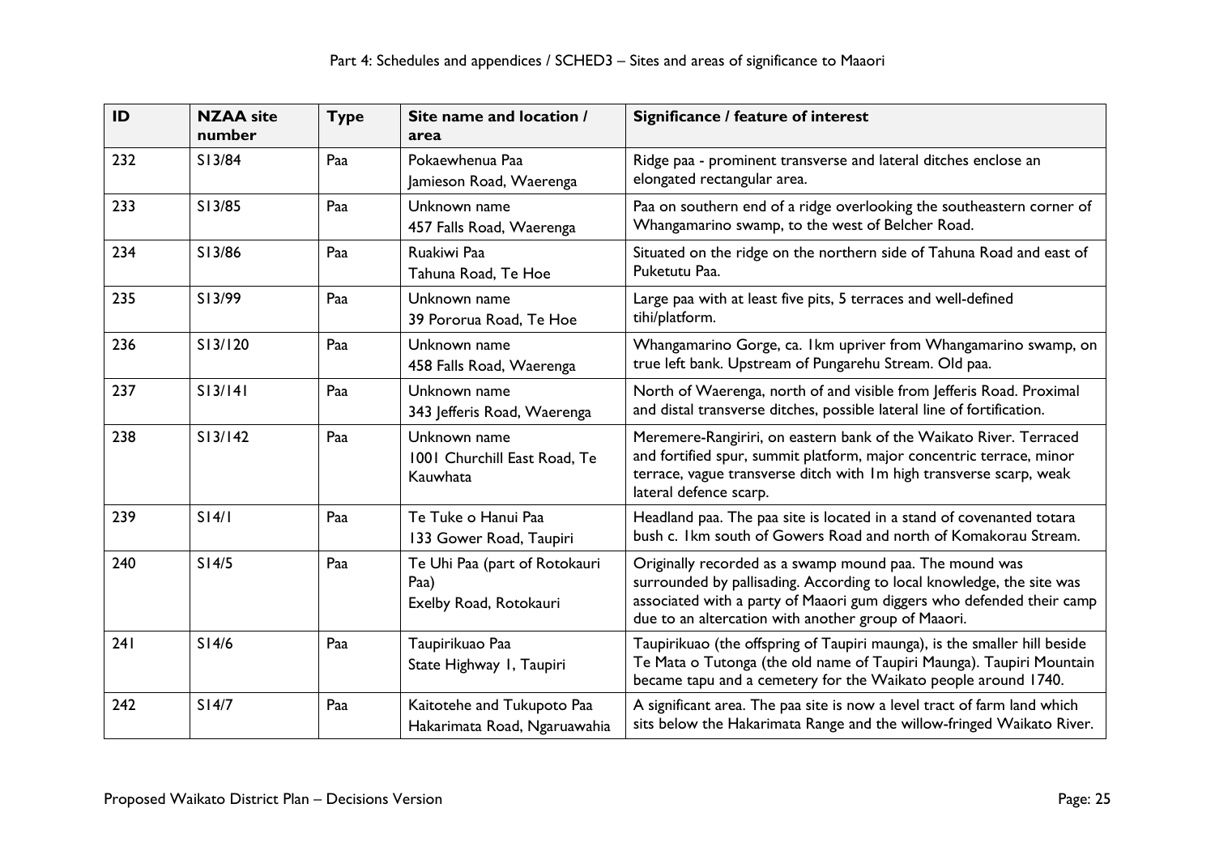| ID | NZAA site number | Type | Site name and location / area | Significance / feature of interest |
|---|---|---|---|---|
| 232 | S13/84 | Paa | Pokaewhenua Paa<br>Jamieson Road, Waerenga | Ridge paa - prominent transverse and lateral ditches enclose an elongated rectangular area. |
| 233 | S13/85 | Paa | Unknown name<br>457 Falls Road, Waerenga | Paa on southern end of a ridge overlooking the southeastern corner of Whangamarino swamp, to the west of Belcher Road. |
| 234 | S13/86 | Paa | Ruakiwi Paa<br>Tahuna Road, Te Hoe | Situated on the ridge on the northern side of Tahuna Road and east of Puketutu Paa. |
| 235 | S13/99 | Paa | Unknown name<br>39 Pororua Road, Te Hoe | Large paa with at least five pits, 5 terraces and well-defined tihi/platform. |
| 236 | S13/120 | Paa | Unknown name<br>458 Falls Road, Waerenga | Whangamarino Gorge, ca. 1km upriver from Whangamarino swamp, on true left bank. Upstream of Pungarehu Stream. Old paa. |
| 237 | S13/141 | Paa | Unknown name<br>343 Jefferis Road, Waerenga | North of Waerenga, north of and visible from Jefferis Road. Proximal and distal transverse ditches, possible lateral line of fortification. |
| 238 | S13/142 | Paa | Unknown name<br>1001 Churchill East Road, Te Kauwhata | Meremere-Rangiriri, on eastern bank of the Waikato River. Terraced and fortified spur, summit platform, major concentric terrace, minor terrace, vague transverse ditch with 1m high transverse scarp, weak lateral defence scarp. |
| 239 | S14/1 | Paa | Te Tuke o Hanui Paa<br>133 Gower Road, Taupiri | Headland paa. The paa site is located in a stand of covenanted totara bush c. 1km south of Gowers Road and north of Komakorau Stream. |
| 240 | S14/5 | Paa | Te Uhi Paa (part of Rotokauri Paa)<br>Exelby Road, Rotokauri | Originally recorded as a swamp mound paa. The mound was surrounded by pallisading. According to local knowledge, the site was associated with a party of Maaori gum diggers who defended their camp due to an altercation with another group of Maaori. |
| 241 | S14/6 | Paa | Taupirikuao Paa<br>State Highway 1, Taupiri | Taupirikuao (the offspring of Taupiri maunga), is the smaller hill beside Te Mata o Tutonga (the old name of Taupiri Maunga). Taupiri Mountain became tapu and a cemetery for the Waikato people around 1740. |
| 242 | S14/7 | Paa | Kaitotehe and Tukupoto Paa<br>Hakarimata Road, Ngaruawahia | A significant area. The paa site is now a level tract of farm land which sits below the Hakarimata Range and the willow-fringed Waikato River. |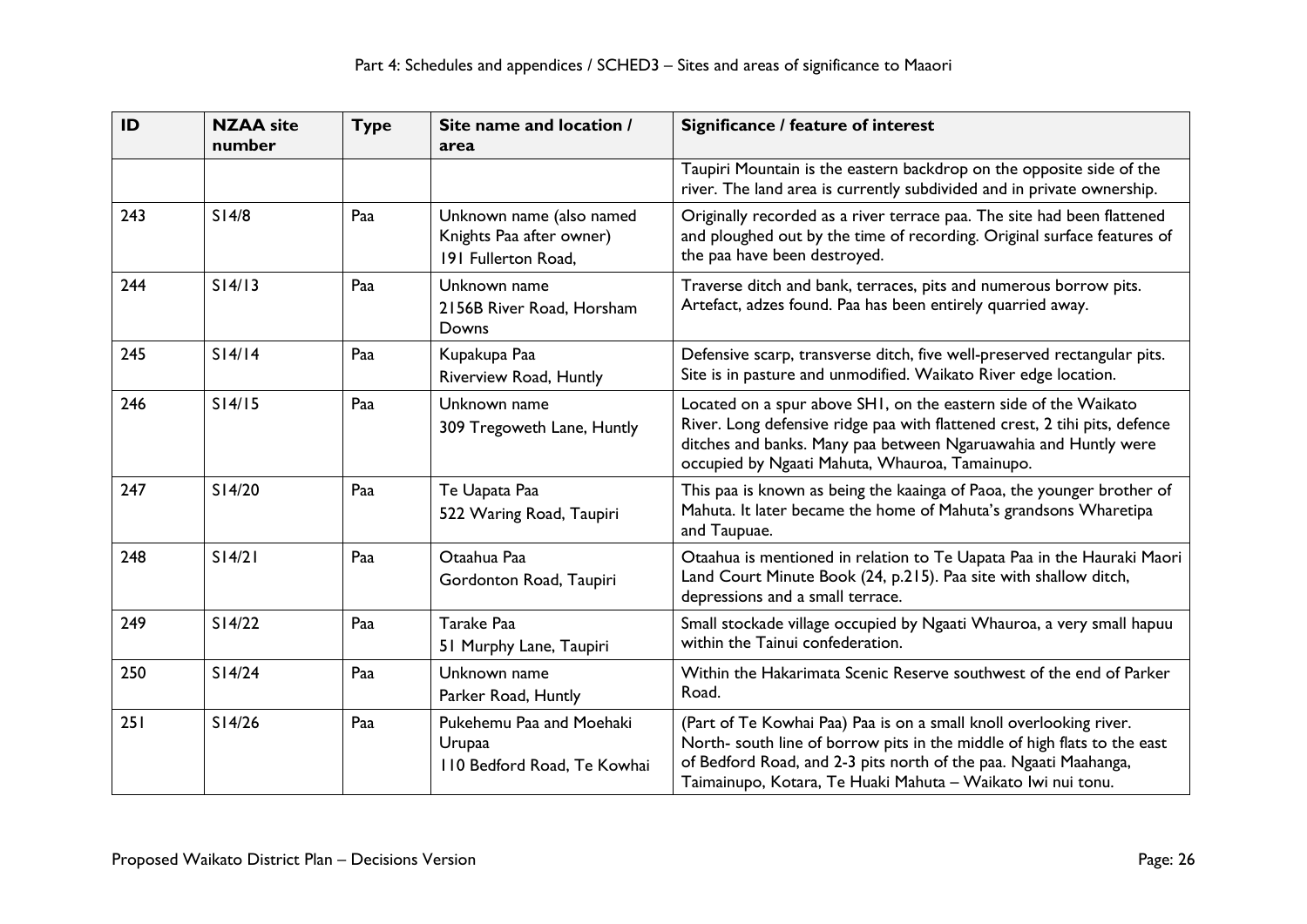| ID | NZAA site number | Type | Site name and location / area | Significance / feature of interest |
|---|---|---|---|---|
| | | | | Taupiri Mountain is the eastern backdrop on the opposite side of the river. The land area is currently subdivided and in private ownership. |
| 243 | S14/8 | Paa | Unknown name (also named Knights Paa after owner) 191 Fullerton Road, | Originally recorded as a river terrace paa. The site had been flattened and ploughed out by the time of recording. Original surface features of the paa have been destroyed. |
| 244 | S14/13 | Paa | Unknown name 2156B River Road, Horsham Downs | Traverse ditch and bank, terraces, pits and numerous borrow pits. Artefact, adzes found. Paa has been entirely quarried away. |
| 245 | S14/14 | Paa | Kupakupa Paa Riverview Road, Huntly | Defensive scarp, transverse ditch, five well-preserved rectangular pits. Site is in pasture and unmodified. Waikato River edge location. |
| 246 | S14/15 | Paa | Unknown name 309 Tregoweth Lane, Huntly | Located on a spur above SH1, on the eastern side of the Waikato River. Long defensive ridge paa with flattened crest, 2 tihi pits, defence ditches and banks. Many paa between Ngaruawahia and Huntly were occupied by Ngaati Mahuta, Whauroa, Tamainupo. |
| 247 | S14/20 | Paa | Te Uapata Paa 522 Waring Road, Taupiri | This paa is known as being the kaainga of Paoa, the younger brother of Mahuta. It later became the home of Mahuta's grandsons Wharetipa and Taupuae. |
| 248 | S14/21 | Paa | Otaahua Paa Gordonton Road, Taupiri | Otaahua is mentioned in relation to Te Uapata Paa in the Hauraki Maori Land Court Minute Book (24, p.215). Paa site with shallow ditch, depressions and a small terrace. |
| 249 | S14/22 | Paa | Tarake Paa 51 Murphy Lane, Taupiri | Small stockade village occupied by Ngaati Whauroa, a very small hapuu within the Tainui confederation. |
| 250 | S14/24 | Paa | Unknown name Parker Road, Huntly | Within the Hakarimata Scenic Reserve southwest of the end of Parker Road. |
| 251 | S14/26 | Paa | Pukehemu Paa and Moehaki Urupaa 110 Bedford Road, Te Kowhai | (Part of Te Kowhai Paa) Paa is on a small knoll overlooking river. North- south line of borrow pits in the middle of high flats to the east of Bedford Road, and 2-3 pits north of the paa. Ngaati Maahanga, Taimainupo, Kotara, Te Huaki Mahuta – Waikato Iwi nui tonu. |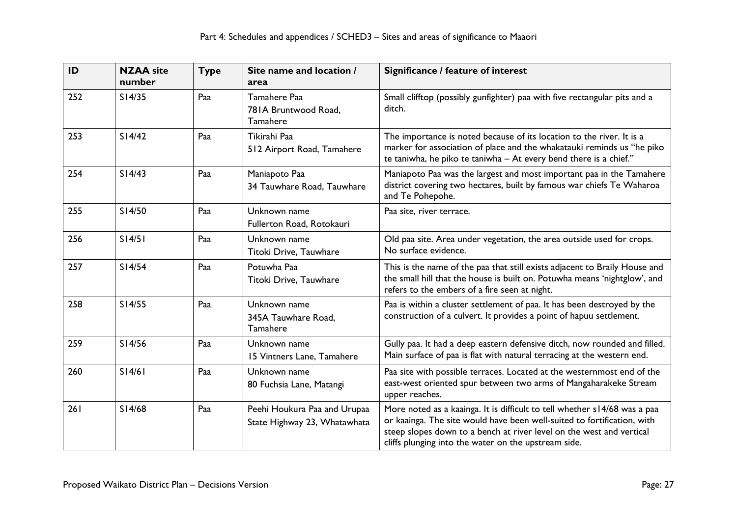| ID | NZAA site number | Type | Site name and location / area | Significance / feature of interest |
|---|---|---|---|---|
| 252 | S14/35 | Paa | Tamahere Paa<br>781A Bruntwood Road, Tamahere | Small clifftop (possibly gunfighter) paa with five rectangular pits and a ditch. |
| 253 | S14/42 | Paa | Tikirahi Paa<br>512 Airport Road, Tamahere | The importance is noted because of its location to the river. It is a marker for association of place and the whakatauki reminds us "he piko te taniwha, he piko te taniwha – At every bend there is a chief." |
| 254 | S14/43 | Paa | Maniapoto Paa<br>34 Tauwhare Road, Tauwhare | Maniapoto Paa was the largest and most important paa in the Tamahere district covering two hectares, built by famous war chiefs Te Waharoa and Te Pohepohe. |
| 255 | S14/50 | Paa | Unknown name<br>Fullerton Road, Rotokauri | Paa site, river terrace. |
| 256 | S14/51 | Paa | Unknown name<br>Titoki Drive, Tauwhare | Old paa site. Area under vegetation, the area outside used for crops. No surface evidence. |
| 257 | S14/54 | Paa | Potuwha Paa<br>Titoki Drive, Tauwhare | This is the name of the paa that still exists adjacent to Braily House and the small hill that the house is built on. Potuwha means 'nightglow', and refers to the embers of a fire seen at night. |
| 258 | S14/55 | Paa | Unknown name<br>345A Tauwhare Road, Tamahere | Paa is within a cluster settlement of paa. It has been destroyed by the construction of a culvert. It provides a point of hapuu settlement. |
| 259 | S14/56 | Paa | Unknown name<br>15 Vintners Lane, Tamahere | Gully paa. It had a deep eastern defensive ditch, now rounded and filled. Main surface of paa is flat with natural terracing at the western end. |
| 260 | S14/61 | Paa | Unknown name<br>80 Fuchsia Lane, Matangi | Paa site with possible terraces. Located at the westernmost end of the east-west oriented spur between two arms of Mangaharakeke Stream upper reaches. |
| 261 | S14/68 | Paa | Peehi Houkura Paa and Urupaa<br>State Highway 23, Whatawhata | More noted as a kaainga. It is difficult to tell whether s14/68 was a paa or kaainga. The site would have been well-suited to fortification, with steep slopes down to a bench at river level on the west and vertical cliffs plunging into the water on the upstream side. |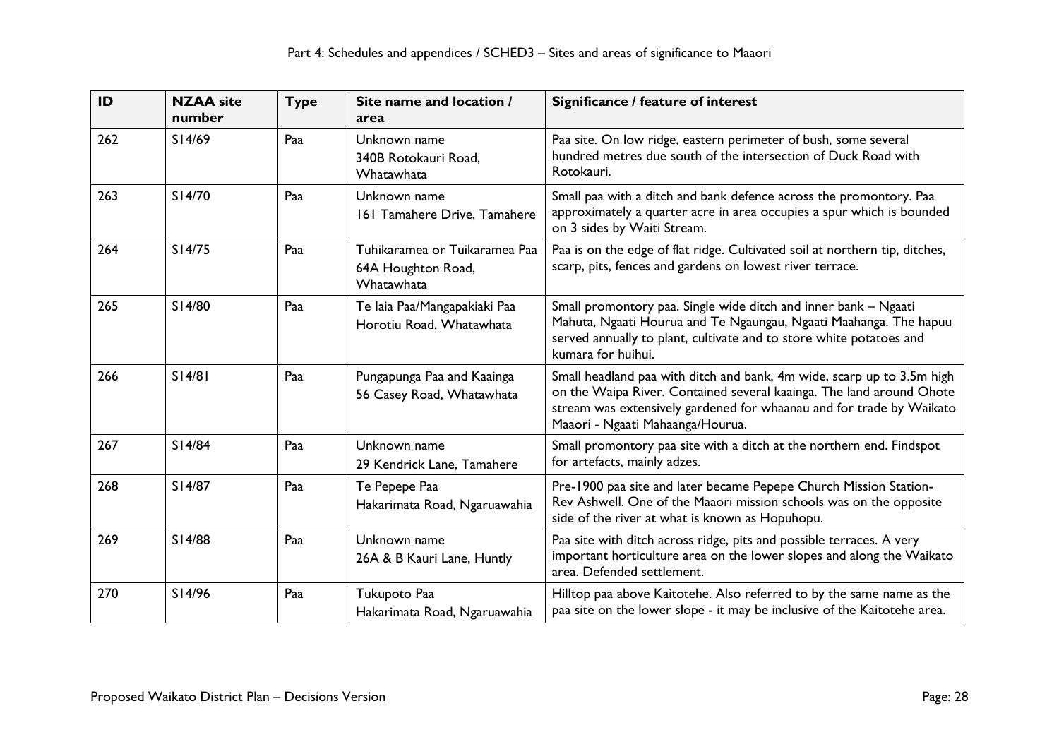| ID | NZAA site number | Type | Site name and location / area | Significance / feature of interest |
|---|---|---|---|---|
| 262 | S14/69 | Paa | Unknown name<br>340B Rotokauri Road, Whatawhata | Paa site. On low ridge, eastern perimeter of bush, some several hundred metres due south of the intersection of Duck Road with Rotokauri. |
| 263 | S14/70 | Paa | Unknown name<br>161 Tamahere Drive, Tamahere | Small paa with a ditch and bank defence across the promontory. Paa approximately a quarter acre in area occupies a spur which is bounded on 3 sides by Waiti Stream. |
| 264 | S14/75 | Paa | Tuhikaramea or Tuikaramea Paa<br>64A Houghton Road, Whatawhata | Paa is on the edge of flat ridge. Cultivated soil at northern tip, ditches, scarp, pits, fences and gardens on lowest river terrace. |
| 265 | S14/80 | Paa | Te Iaia Paa/Mangapakiaki Paa<br>Horotiu Road, Whatawhata | Small promontory paa. Single wide ditch and inner bank – Ngaati Mahuta, Ngaati Hourua and Te Ngaungau, Ngaati Maahanga. The hapuu served annually to plant, cultivate and to store white potatoes and kumara for huihui. |
| 266 | S14/81 | Paa | Pungapunga Paa and Kaainga<br>56 Casey Road, Whatawhata | Small headland paa with ditch and bank, 4m wide, scarp up to 3.5m high on the Waipa River. Contained several kaainga. The land around Ohote stream was extensively gardened for whaanau and for trade by Waikato Maaori - Ngaati Mahaanga/Hourua. |
| 267 | S14/84 | Paa | Unknown name<br>29 Kendrick Lane, Tamahere | Small promontory paa site with a ditch at the northern end. Findspot for artefacts, mainly adzes. |
| 268 | S14/87 | Paa | Te Pepepe Paa<br>Hakarimata Road, Ngaruawahia | Pre-1900 paa site and later became Pepepe Church Mission Station-Rev Ashwell. One of the Maaori mission schools was on the opposite side of the river at what is known as Hopuhopu. |
| 269 | S14/88 | Paa | Unknown name<br>26A & B Kauri Lane, Huntly | Paa site with ditch across ridge, pits and possible terraces. A very important horticulture area on the lower slopes and along the Waikato area. Defended settlement. |
| 270 | S14/96 | Paa | Tukupoto Paa<br>Hakarimata Road, Ngaruawahia | Hilltop paa above Kaitotehe. Also referred to by the same name as the paa site on the lower slope - it may be inclusive of the Kaitotehe area. |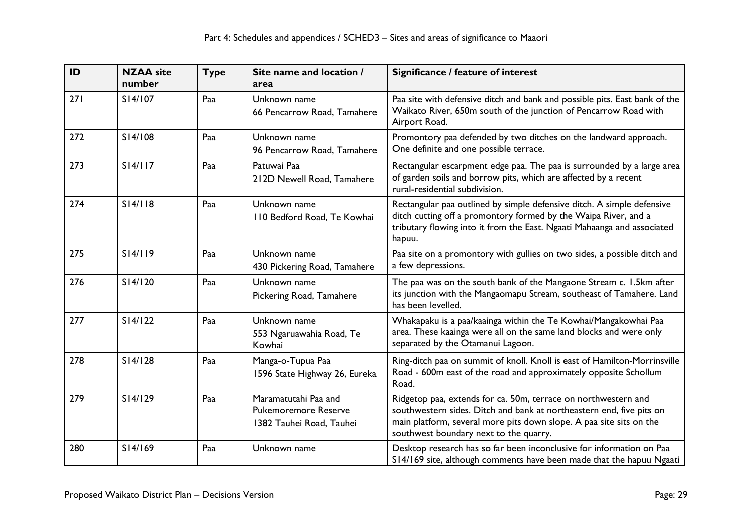| ID | NZAA site number | Type | Site name and location / area | Significance / feature of interest |
|---|---|---|---|---|
| 271 | S14/107 | Paa | Unknown name<br>66 Pencarrow Road, Tamahere | Paa site with defensive ditch and bank and possible pits. East bank of the Waikato River, 650m south of the junction of Pencarrow Road with Airport Road. |
| 272 | S14/108 | Paa | Unknown name<br>96 Pencarrow Road, Tamahere | Promontory paa defended by two ditches on the landward approach. One definite and one possible terrace. |
| 273 | S14/117 | Paa | Patuwai Paa<br>212D Newell Road, Tamahere | Rectangular escarpment edge paa. The paa is surrounded by a large area of garden soils and borrow pits, which are affected by a recent rural-residential subdivision. |
| 274 | S14/118 | Paa | Unknown name<br>110 Bedford Road, Te Kowhai | Rectangular paa outlined by simple defensive ditch. A simple defensive ditch cutting off a promontory formed by the Waipa River, and a tributary flowing into it from the East. Ngaati Mahaanga and associated hapuu. |
| 275 | S14/119 | Paa | Unknown name<br>430 Pickering Road, Tamahere | Paa site on a promontory with gullies on two sides, a possible ditch and a few depressions. |
| 276 | S14/120 | Paa | Unknown name<br>Pickering Road, Tamahere | The paa was on the south bank of the Mangaone Stream c. 1.5km after its junction with the Mangaomapu Stream, southeast of Tamahere. Land has been levelled. |
| 277 | S14/122 | Paa | Unknown name<br>553 Ngaruawahia Road, Te Kowhai | Whakapaku is a paa/kaainga within the Te Kowhai/Mangakowhai Paa area. These kaainga were all on the same land blocks and were only separated by the Otamanui Lagoon. |
| 278 | S14/128 | Paa | Manga-o-Tupua Paa<br>1596 State Highway 26, Eureka | Ring-ditch paa on summit of knoll. Knoll is east of Hamilton-Morrinsville Road - 600m east of the road and approximately opposite Schollum Road. |
| 279 | S14/129 | Paa | Maramatutahi Paa and Pukemoremore Reserve<br>1382 Tauhei Road, Tauhei | Ridgetop paa, extends for ca. 50m, terrace on northwestern and southwestern sides. Ditch and bank at northeastern end, five pits on main platform, several more pits down slope. A paa site sits on the southwest boundary next to the quarry. |
| 280 | S14/169 | Paa | Unknown name | Desktop research has so far been inconclusive for information on Paa S14/169 site, although comments have been made that the hapuu Ngaati |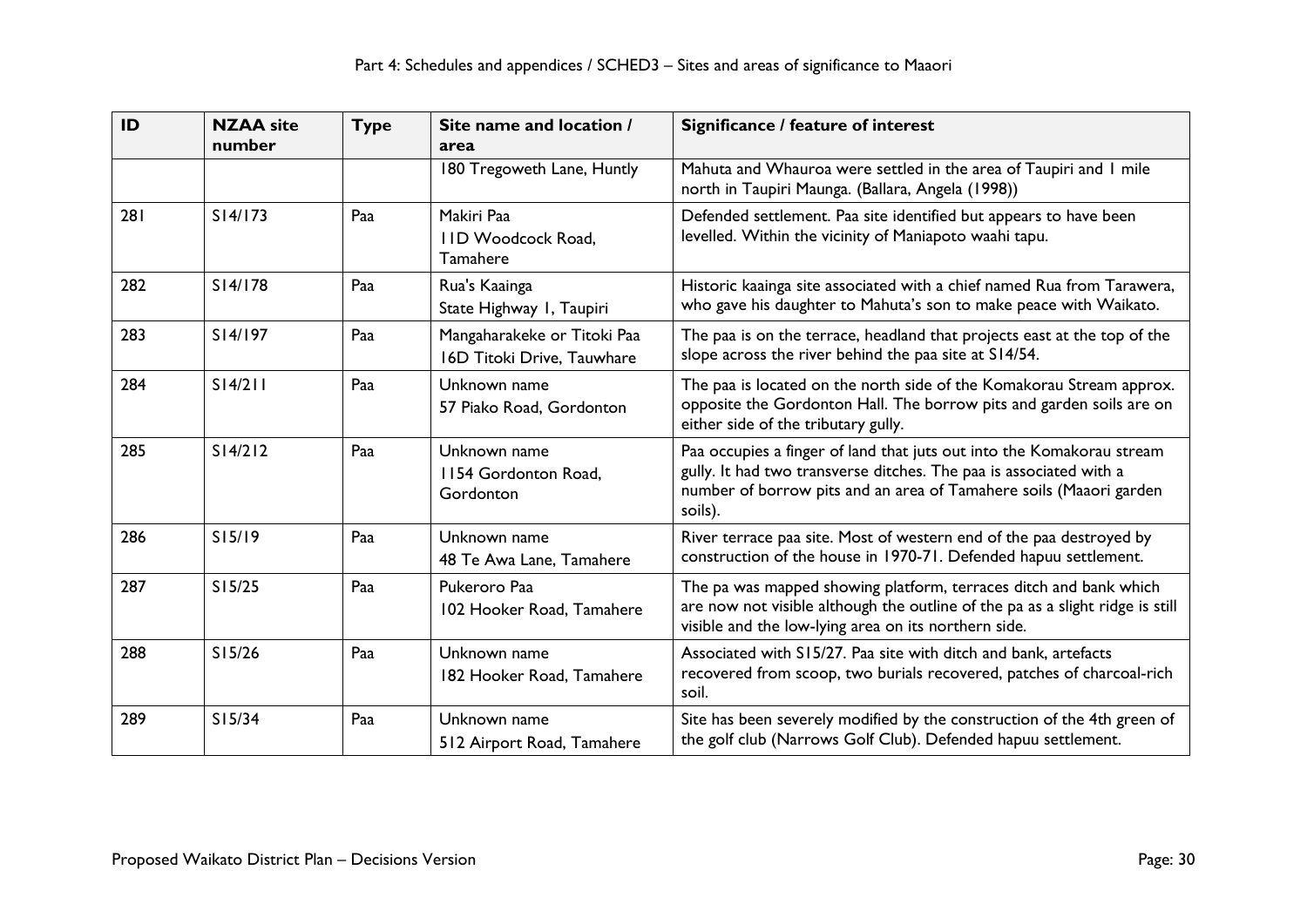| ID | NZAA site number | Type | Site name and location / area | Significance / feature of interest |
|---|---|---|---|---|
| | | | 180 Tregoweth Lane, Huntly | Mahuta and Whauroa were settled in the area of Taupiri and 1 mile north in Taupiri Maunga. (Ballara, Angela (1998)) |
| 281 | S14/173 | Paa | Makiri Paa<br>11D Woodcock Road, Tamahere | Defended settlement. Paa site identified but appears to have been levelled. Within the vicinity of Maniapoto waahi tapu. |
| 282 | S14/178 | Paa | Rua's Kaainga<br>State Highway 1, Taupiri | Historic kaainga site associated with a chief named Rua from Tarawera, who gave his daughter to Mahuta's son to make peace with Waikato. |
| 283 | S14/197 | Paa | Mangaharakeke or Titoki Paa<br>16D Titoki Drive, Tauwhare | The paa is on the terrace, headland that projects east at the top of the slope across the river behind the paa site at S14/54. |
| 284 | S14/211 | Paa | Unknown name<br>57 Piako Road, Gordonton | The paa is located on the north side of the Komakorau Stream approx. opposite the Gordonton Hall. The borrow pits and garden soils are on either side of the tributary gully. |
| 285 | S14/212 | Paa | Unknown name<br>1154 Gordonton Road, Gordonton | Paa occupies a finger of land that juts out into the Komakorau stream gully. It had two transverse ditches. The paa is associated with a number of borrow pits and an area of Tamahere soils (Maaori garden soils). |
| 286 | S15/19 | Paa | Unknown name<br>48 Te Awa Lane, Tamahere | River terrace paa site. Most of western end of the paa destroyed by construction of the house in 1970-71. Defended hapuu settlement. |
| 287 | S15/25 | Paa | Pukeroro Paa<br>102 Hooker Road, Tamahere | The pa was mapped showing platform, terraces ditch and bank which are now not visible although the outline of the pa as a slight ridge is still visible and the low-lying area on its northern side. |
| 288 | S15/26 | Paa | Unknown name<br>182 Hooker Road, Tamahere | Associated with S15/27. Paa site with ditch and bank, artefacts recovered from scoop, two burials recovered, patches of charcoal-rich soil. |
| 289 | S15/34 | Paa | Unknown name<br>512 Airport Road, Tamahere | Site has been severely modified by the construction of the 4th green of the golf club (Narrows Golf Club). Defended hapuu settlement. |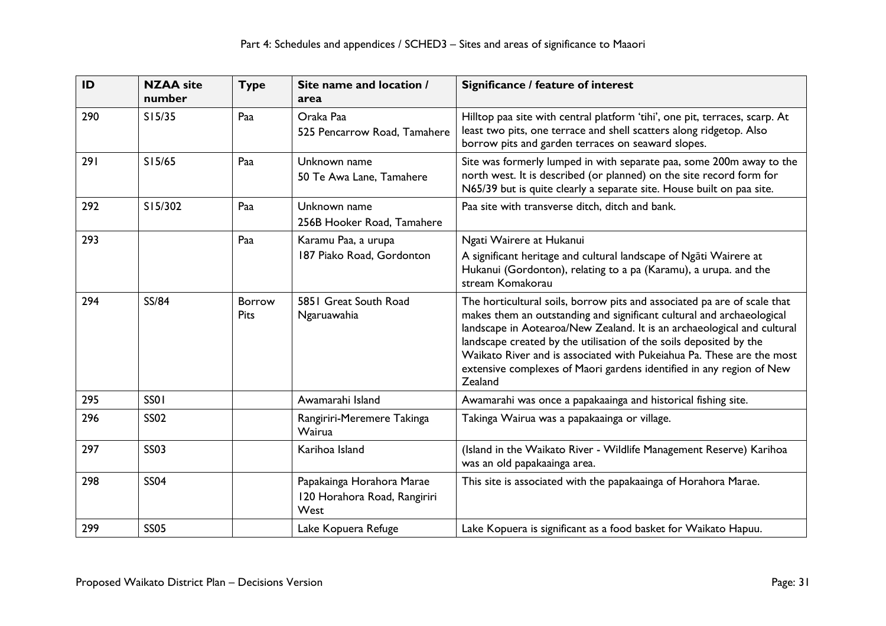| ID | NZAA site number | Type | Site name and location / area | Significance / feature of interest |
|---|---|---|---|---|
| 290 | S15/35 | Paa | Oraka Paa<br>525 Pencarrow Road, Tamahere | Hilltop paa site with central platform 'tihi', one pit, terraces, scarp. At least two pits, one terrace and shell scatters along ridgetop. Also borrow pits and garden terraces on seaward slopes. |
| 291 | S15/65 | Paa | Unknown name<br>50 Te Awa Lane, Tamahere | Site was formerly lumped in with separate paa, some 200m away to the north west. It is described (or planned) on the site record form for N65/39 but is quite clearly a separate site. House built on paa site. |
| 292 | S15/302 | Paa | Unknown name<br>256B Hooker Road, Tamahere | Paa site with transverse ditch, ditch and bank. |
| 293 | | Paa | Karamu Paa, a urupa<br>187 Piako Road, Gordonton | Ngati Wairere at Hukanui<br>A significant heritage and cultural landscape of Ngāti Wairere at Hukanui (Gordonton), relating to a pa (Karamu), a urupa. and the stream Komakorau |
| 294 | SS/84 | Borrow Pits | 5851 Great South Road Ngaruawahia | The horticultural soils, borrow pits and associated pa are of scale that makes them an outstanding and significant cultural and archaeological landscape in Aotearoa/New Zealand. It is an archaeological and cultural landscape created by the utilisation of the soils deposited by the Waikato River and is associated with Pukeiahua Pa. These are the most extensive complexes of Maori gardens identified in any region of New Zealand |
| 295 | SS01 | | Awamarahi Island | Awamarahi was once a papakaainga and historical fishing site. |
| 296 | SS02 | | Rangiriri-Meremere Takinga Wairua | Takinga Wairua was a papakaainga or village. |
| 297 | SS03 | | Karihoa Island | (Island in the Waikato River - Wildlife Management Reserve) Karihoa was an old papakaainga area. |
| 298 | SS04 | | Papakainga Horahora Marae<br>120 Horahora Road, Rangiriri West | This site is associated with the papakaainga of Horahora Marae. |
| 299 | SS05 | | Lake Kopuera Refuge | Lake Kopuera is significant as a food basket for Waikato Hapuu. |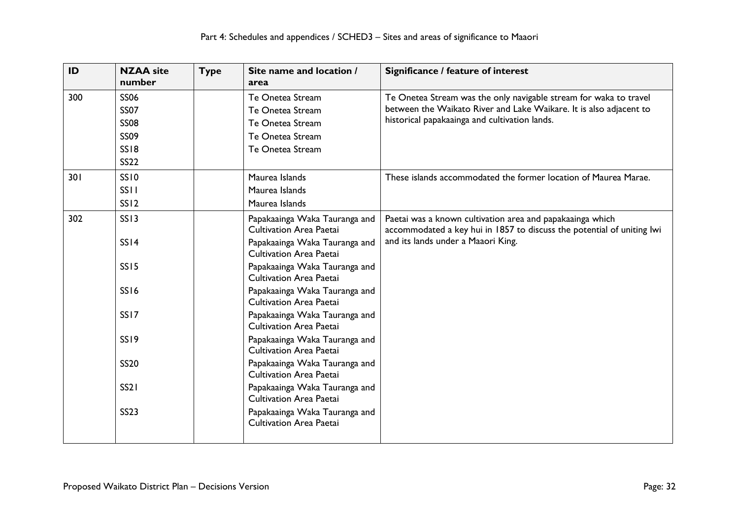| ID | NZAA site number | Type | Site name and location / area | Significance / feature of interest |
|---|---|---|---|---|
| 300 | SS06<br>SS07<br>SS08<br>SS09<br>SS18<br>SS22 | | Te Onetea Stream<br>Te Onetea Stream<br>Te Onetea Stream<br>Te Onetea Stream<br>Te Onetea Stream | Te Onetea Stream was the only navigable stream for waka to travel between the Waikato River and Lake Waikare. It is also adjacent to historical papakaainga and cultivation lands. |
| 301 | SS10<br>SS11<br>SS12 | | Maurea Islands<br>Maurea Islands<br>Maurea Islands | These islands accommodated the former location of Maurea Marae. |
| 302 | SS13<br>SS14<br>SS15<br>SS16<br>SS17<br>SS19<br>SS20<br>SS21<br>SS23 | | Papakaainga Waka Tauranga and Cultivation Area Paetai<br>Papakaainga Waka Tauranga and Cultivation Area Paetai<br>Papakaainga Waka Tauranga and Cultivation Area Paetai<br>Papakaainga Waka Tauranga and Cultivation Area Paetai<br>Papakaainga Waka Tauranga and Cultivation Area Paetai<br>Papakaainga Waka Tauranga and Cultivation Area Paetai<br>Papakaainga Waka Tauranga and Cultivation Area Paetai<br>Papakaainga Waka Tauranga and Cultivation Area Paetai<br>Papakaainga Waka Tauranga and Cultivation Area Paetai | Paetai was a known cultivation area and papakaainga which accommodated a key hui in 1857 to discuss the potential of uniting Iwi and its lands under a Maaori King. |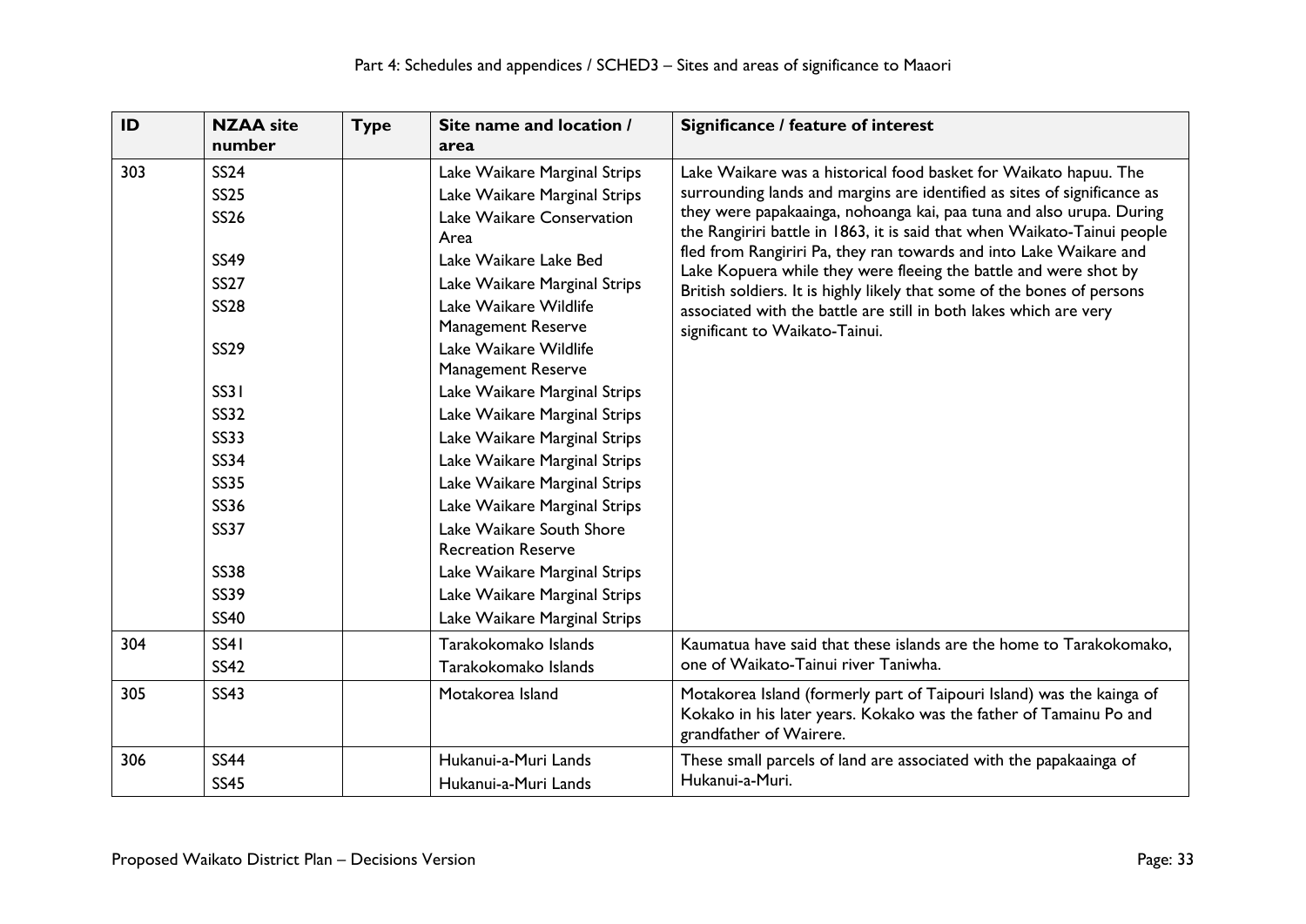| ID | NZAA site number | Type | Site name and location / area | Significance / feature of interest |
|---|---|---|---|---|
| 303 | SS24<br>SS25<br>SS26<br><br>SS49<br>SS27<br>SS28<br><br>SS29<br><br>SS31<br>SS32<br>SS33<br>SS34<br>SS35<br>SS36<br>SS37<br><br>SS38<br>SS39<br>SS40 | | Lake Waikare Marginal Strips<br>Lake Waikare Marginal Strips<br>Lake Waikare Conservation Area<br>Lake Waikare Lake Bed<br>Lake Waikare Marginal Strips<br>Lake Waikare Wildlife Management Reserve<br>Lake Waikare Wildlife Management Reserve<br>Lake Waikare Marginal Strips<br>Lake Waikare Marginal Strips<br>Lake Waikare Marginal Strips<br>Lake Waikare Marginal Strips<br>Lake Waikare Marginal Strips<br>Lake Waikare Marginal Strips<br>Lake Waikare South Shore Recreation Reserve<br>Lake Waikare Marginal Strips<br>Lake Waikare Marginal Strips<br>Lake Waikare Marginal Strips | Lake Waikare was a historical food basket for Waikato hapuu. The surrounding lands and margins are identified as sites of significance as they were papakaainga, nohoanga kai, paa tuna and also urupa. During the Rangiriri battle in 1863, it is said that when Waikato-Tainui people fled from Rangiriri Pa, they ran towards and into Lake Waikare and Lake Kopuera while they were fleeing the battle and were shot by British soldiers. It is highly likely that some of the bones of persons associated with the battle are still in both lakes which are very significant to Waikato-Tainui. |
| 304 | SS41<br>SS42 | | Tarakokomako Islands<br>Tarakokomako Islands | Kaumatua have said that these islands are the home to Tarakokomako, one of Waikato-Tainui river Taniwha. |
| 305 | SS43 | | Motakorea Island | Motakorea Island (formerly part of Taipouri Island) was the kainga of Kokako in his later years. Kokako was the father of Tamainu Po and grandfather of Wairere. |
| 306 | SS44<br>SS45 | | Hukanui-a-Muri Lands<br>Hukanui-a-Muri Lands | These small parcels of land are associated with the papakaainga of Hukanui-a-Muri. |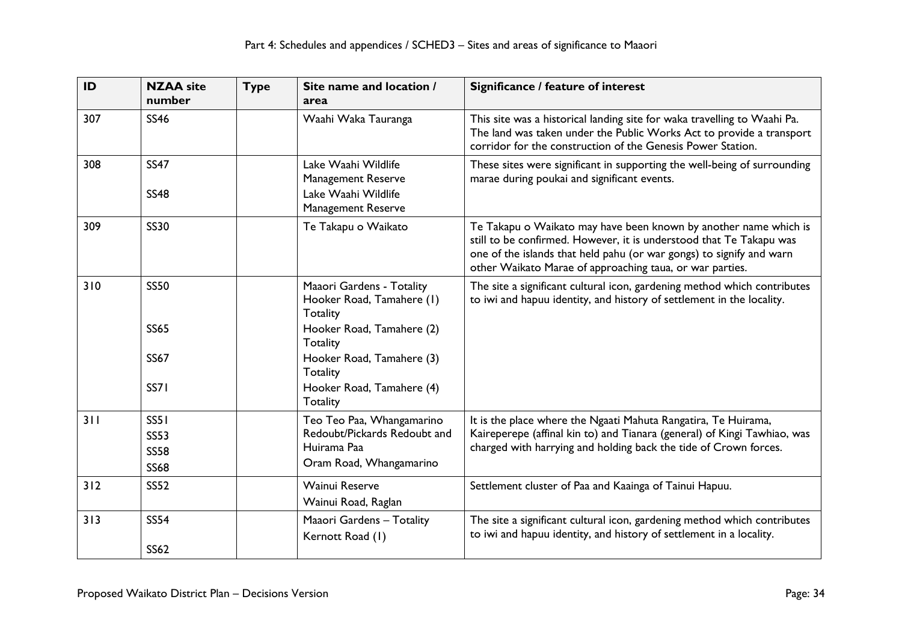| ID | NZAA site number | Type | Site name and location / area | Significance / feature of interest |
|---|---|---|---|---|
| 307 | SS46 | | Waahi Waka Tauranga | This site was a historical landing site for waka travelling to Waahi Pa. The land was taken under the Public Works Act to provide a transport corridor for the construction of the Genesis Power Station. |
| 308 | SS47<br>SS48 | | Lake Waahi Wildlife Management Reserve<br>Lake Waahi Wildlife Management Reserve | These sites were significant in supporting the well-being of surrounding marae during poukai and significant events. |
| 309 | SS30 | | Te Takapu o Waikato | Te Takapu o Waikato may have been known by another name which is still to be confirmed. However, it is understood that Te Takapu was one of the islands that held pahu (or war gongs) to signify and warn other Waikato Marae of approaching taua, or war parties. |
| 310 | SS50<br>SS65<br>SS67<br>SS71 | | Maaori Gardens - Totality Hooker Road, Tamahere (1) Totality<br>Hooker Road, Tamahere (2) Totality<br>Hooker Road, Tamahere (3) Totality<br>Hooker Road, Tamahere (4) Totality | The site a significant cultural icon, gardening method which contributes to iwi and hapuu identity, and history of settlement in the locality. |
| 311 | SS51<br>SS53<br>SS58<br>SS68 | | Teo Teo Paa, Whangamarino Redoubt/Pickards Redoubt and Huirama Paa<br>Oram Road, Whangamarino | It is the place where the Ngaati Mahuta Rangatira, Te Huirama, Kaireperepe (affinal kin to) and Tianara (general) of Kingi Tawhiao, was charged with harrying and holding back the tide of Crown forces. |
| 312 | SS52 | | Wainui Reserve<br>Wainui Road, Raglan | Settlement cluster of Paa and Kaainga of Tainui Hapuu. |
| 313 | SS54<br>SS62 | | Maaori Gardens – Totality<br>Kernott Road (1) | The site a significant cultural icon, gardening method which contributes to iwi and hapuu identity, and history of settlement in a locality. |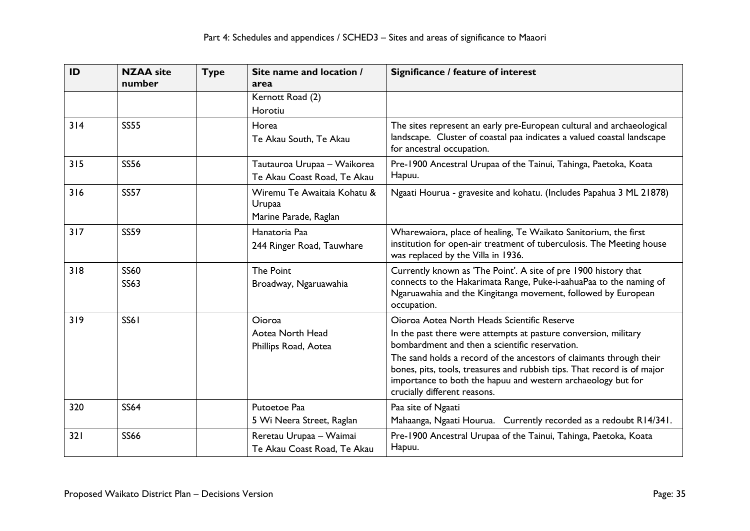| ID | NZAA site number | Type | Site name and location / area | Significance / feature of interest |
|---|---|---|---|---|
| | | | Kernott Road (2) Horotiu | |
| 314 | SS55 | | Horea Te Akau South, Te Akau | The sites represent an early pre-European cultural and archaeological landscape. Cluster of coastal paa indicates a valued coastal landscape for ancestral occupation. |
| 315 | SS56 | | Tautauroa Urupaa – Waikorea Te Akau Coast Road, Te Akau | Pre-1900 Ancestral Urupaa of the Tainui, Tahinga, Paetoka, Koata Hapuu. |
| 316 | SS57 | | Wiremu Te Awaitaia Kohatu & Urupaa Marine Parade, Raglan | Ngaati Hourua - gravesite and kohatu. (Includes Papahua 3 ML 21878) |
| 317 | SS59 | | Hanatoria Paa 244 Ringer Road, Tauwhare | Wharewaiora, place of healing, Te Waikato Sanitorium, the first institution for open-air treatment of tuberculosis. The Meeting house was replaced by the Villa in 1936. |
| 318 | SS60 SS63 | | The Point Broadway, Ngaruawahia | Currently known as 'The Point'. A site of pre 1900 history that connects to the Hakarimata Range, Puke-i-aahuaPaa to the naming of Ngaruawahia and the Kingitanga movement, followed by European occupation. |
| 319 | SS61 | | Oioroa Aotea North Head Phillips Road, Aotea | Oioroa Aotea North Heads Scientific Reserve In the past there were attempts at pasture conversion, military bombardment and then a scientific reservation. The sand holds a record of the ancestors of claimants through their bones, pits, tools, treasures and rubbish tips. That record is of major importance to both the hapuu and western archaeology but for crucially different reasons. |
| 320 | SS64 | | Putoetoe Paa 5 Wi Neera Street, Raglan | Paa site of Ngaati Mahaanga, Ngaati Hourua. Currently recorded as a redoubt R14/341. |
| 321 | SS66 | | Reretau Urupaa – Waimai Te Akau Coast Road, Te Akau | Pre-1900 Ancestral Urupaa of the Tainui, Tahinga, Paetoka, Koata Hapuu. |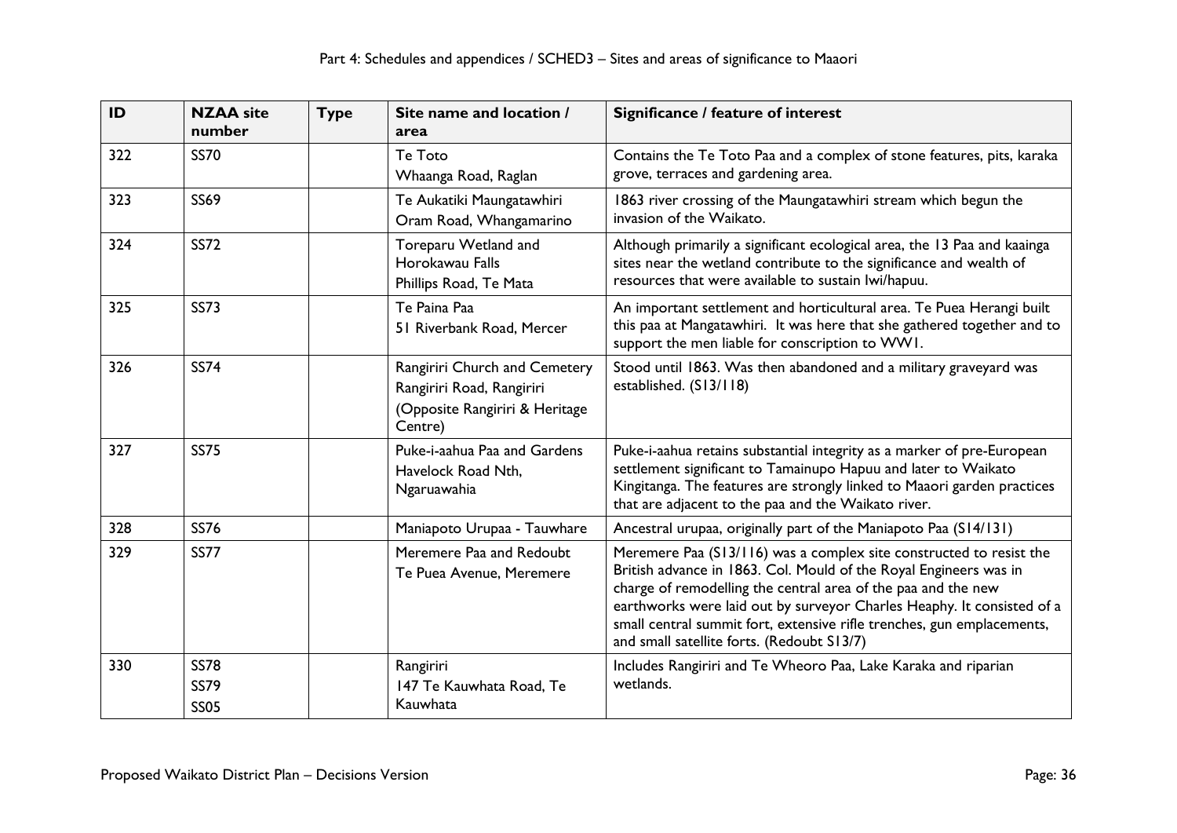| ID | NZAA site number | Type | Site name and location / area | Significance / feature of interest |
|---|---|---|---|---|
| 322 | SS70 | | Te Toto<br>Whaanga Road, Raglan | Contains the Te Toto Paa and a complex of stone features, pits, karaka grove, terraces and gardening area. |
| 323 | SS69 | | Te Aukatiki Maungatawhiri<br>Oram Road, Whangamarino | 1863 river crossing of the Maungatawhiri stream which begun the invasion of the Waikato. |
| 324 | SS72 | | Toreparu Wetland and Horokawau Falls<br>Phillips Road, Te Mata | Although primarily a significant ecological area, the 13 Paa and kaainga sites near the wetland contribute to the significance and wealth of resources that were available to sustain Iwi/hapuu. |
| 325 | SS73 | | Te Paina Paa<br>51 Riverbank Road, Mercer | An important settlement and horticultural area. Te Puea Herangi built this paa at Mangatawhiri. It was here that she gathered together and to support the men liable for conscription to WW1. |
| 326 | SS74 | | Rangiriri Church and Cemetery<br>Rangiriri Road, Rangiriri<br>(Opposite Rangiriri & Heritage Centre) | Stood until 1863. Was then abandoned and a military graveyard was established. (S13/118) |
| 327 | SS75 | | Puke-i-aahua Paa and Gardens<br>Havelock Road Nth, Ngaruawahia | Puke-i-aahua retains substantial integrity as a marker of pre-European settlement significant to Tamainupo Hapuu and later to Waikato Kingitanga. The features are strongly linked to Maaori garden practices that are adjacent to the paa and the Waikato river. |
| 328 | SS76 | | Maniapoto Urupaa - Tauwhare | Ancestral urupaa, originally part of the Maniapoto Paa (S14/131) |
| 329 | SS77 | | Meremere Paa and Redoubt<br>Te Puea Avenue, Meremere | Meremere Paa (S13/116) was a complex site constructed to resist the British advance in 1863. Col. Mould of the Royal Engineers was in charge of remodelling the central area of the paa and the new earthworks were laid out by surveyor Charles Heaphy. It consisted of a small central summit fort, extensive rifle trenches, gun emplacements, and small satellite forts. (Redoubt S13/7) |
| 330 | SS78<br>SS79<br>SS05 | | Rangiriri<br>147 Te Kauwhata Road, Te Kauwhata | Includes Rangiriri and Te Wheoro Paa, Lake Karaka and riparian wetlands. |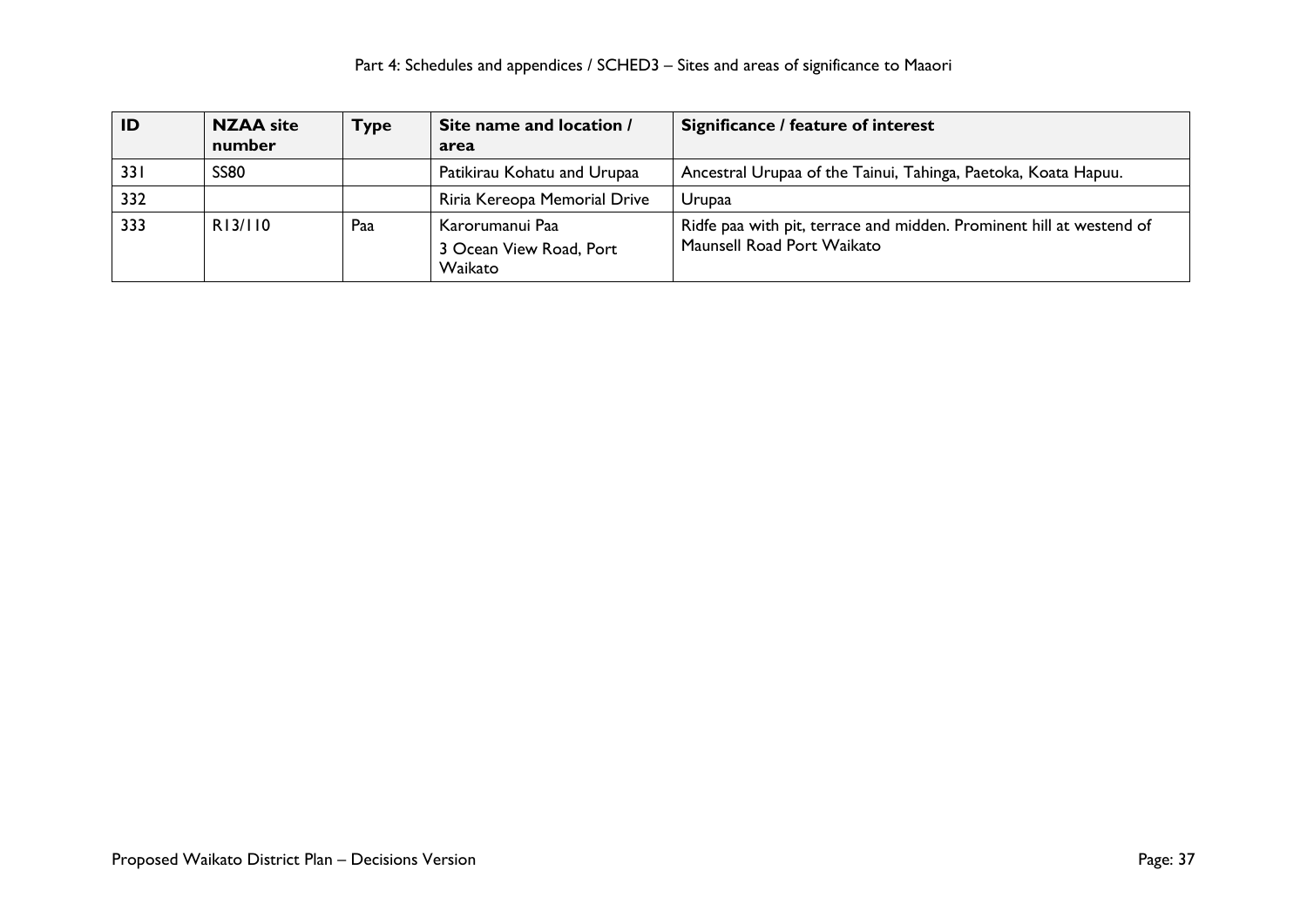| ID | NZAA site number | Type | Site name and location / area | Significance / feature of interest |
|---|---|---|---|---|
| 331 | SS80 | | Patikirau Kohatu and Urupaa | Ancestral Urupaa of the Tainui, Tahinga, Paetoka, Koata Hapuu. |
| 332 | | | Riria Kereopa Memorial Drive | Urupaa |
| 333 | R13/110 | Paa | Karorumanui Paa<br>3 Ocean View Road, Port Waikato | Ridfe paa with pit, terrace and midden. Prominent hill at westend of Maunsell Road Port Waikato |